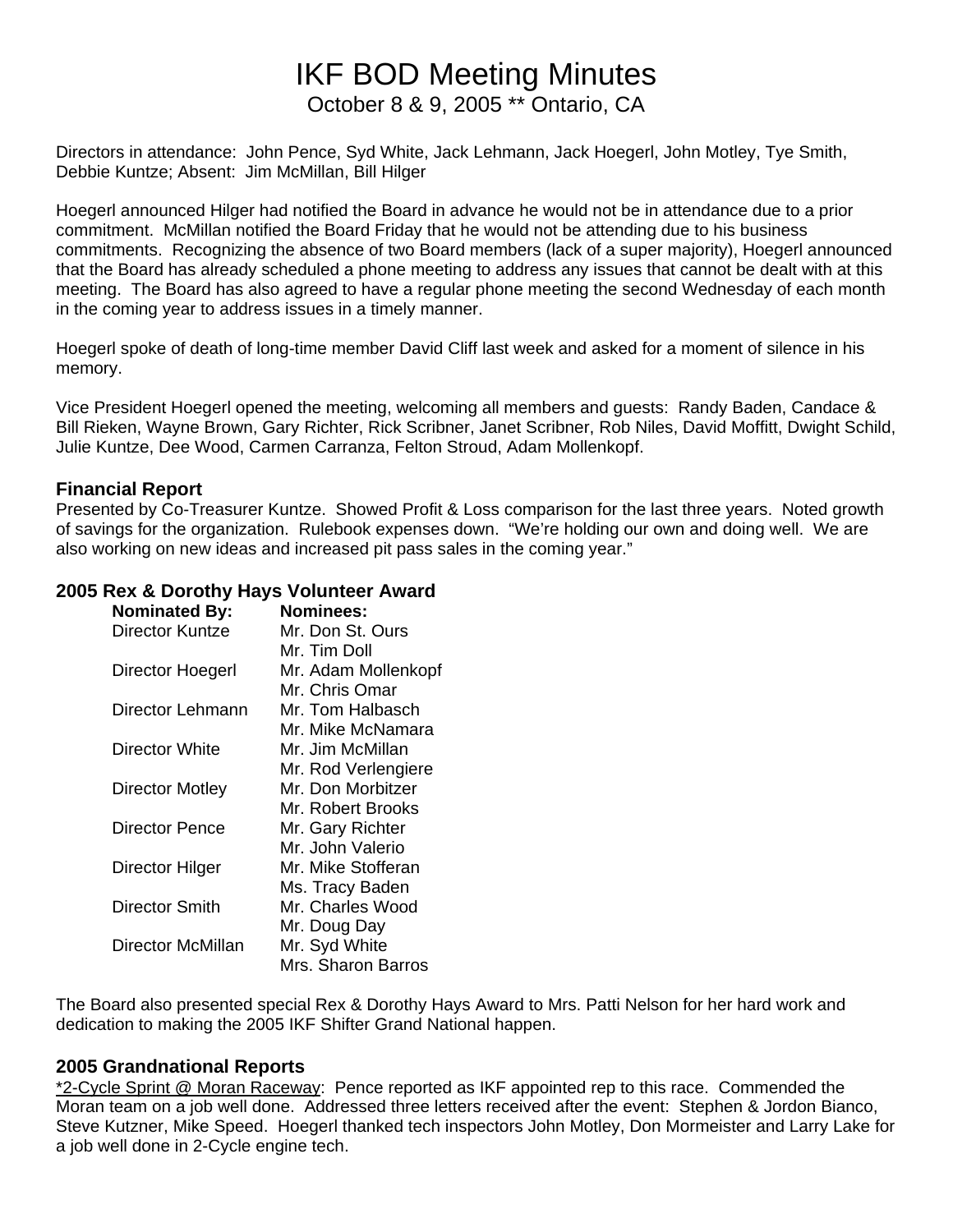# IKF BOD Meeting Minutes

October 8 & 9, 2005 ** Ontario, CA

Directors in attendance: John Pence, Syd White, Jack Lehmann, Jack Hoegerl, John Motley, Tye Smith, Debbie Kuntze; Absent: Jim McMillan, Bill Hilger

Hoegerl announced Hilger had notified the Board in advance he would not be in attendance due to a prior commitment. McMillan notified the Board Friday that he would not be attending due to his business commitments. Recognizing the absence of two Board members (lack of a super majority), Hoegerl announced that the Board has already scheduled a phone meeting to address any issues that cannot be dealt with at this meeting. The Board has also agreed to have a regular phone meeting the second Wednesday of each month in the coming year to address issues in a timely manner.

Hoegerl spoke of death of long-time member David Cliff last week and asked for a moment of silence in his memory.

Vice President Hoegerl opened the meeting, welcoming all members and guests: Randy Baden, Candace & Bill Rieken, Wayne Brown, Gary Richter, Rick Scribner, Janet Scribner, Rob Niles, David Moffitt, Dwight Schild, Julie Kuntze, Dee Wood, Carmen Carranza, Felton Stroud, Adam Mollenkopf.

### Financial Report

Presented by Co-Treasurer Kuntze. Showed Profit & Loss comparison for the last three years. Noted growth of savings for the organization. Rulebook expenses down. "We're holding our own and doing well. We are also working on new ideas and increased pit pass sales in the coming year."

### 2005 Rex & Dorothy Hays Volunteer Award

| Nominated By: | Nominees: |
|---|---|
| Director Kuntze | Mr. Don St. Ours |
| | Mr. Tim Doll |
| Director Hoegerl | Mr. Adam Mollenkopf |
| | Mr. Chris Omar |
| Director Lehmann | Mr. Tom Halbasch |
| | Mr. Mike McNamara |
| Director White | Mr. Jim McMillan |
| | Mr. Rod Verlengiere |
| Director Motley | Mr. Don Morbitzer |
| | Mr. Robert Brooks |
| Director Pence | Mr. Gary Richter |
| | Mr. John Valerio |
| Director Hilger | Mr. Mike Stofferan |
| | Ms. Tracy Baden |
| Director Smith | Mr. Charles Wood |
| | Mr. Doug Day |
| Director McMillan | Mr. Syd White |
| | Mrs. Sharon Barros |

The Board also presented special Rex & Dorothy Hays Award to Mrs. Patti Nelson for her hard work and dedication to making the 2005 IKF Shifter Grand National happen.

### 2005 Grandnational Reports

*2-Cycle Sprint @ Moran Raceway: Pence reported as IKF appointed rep to this race. Commended the Moran team on a job well done. Addressed three letters received after the event: Stephen & Jordon Bianco, Steve Kutzner, Mike Speed. Hoegerl thanked tech inspectors John Motley, Don Mormeister and Larry Lake for a job well done in 2-Cycle engine tech.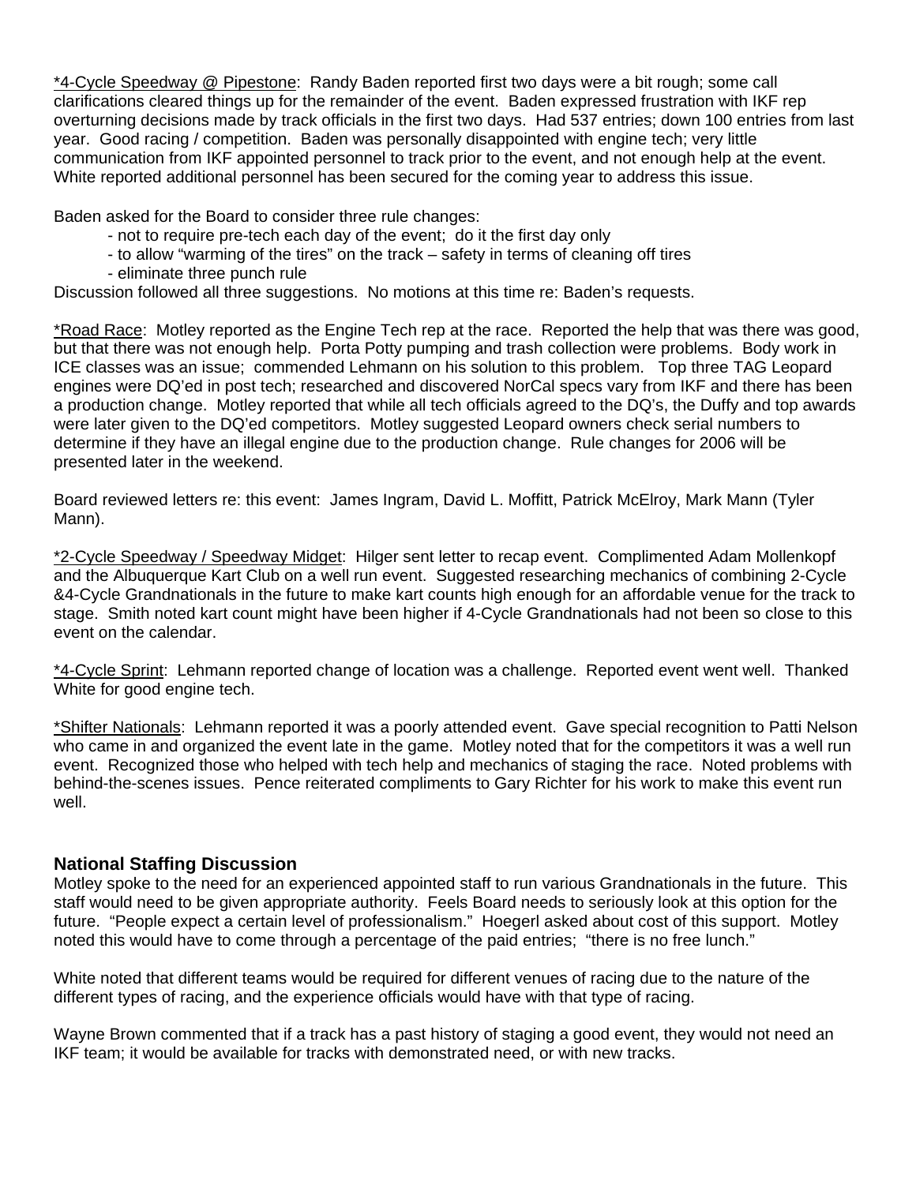*4-Cycle Speedway @ Pipestone: Randy Baden reported first two days were a bit rough; some call clarifications cleared things up for the remainder of the event. Baden expressed frustration with IKF rep overturning decisions made by track officials in the first two days. Had 537 entries; down 100 entries from last year. Good racing / competition. Baden was personally disappointed with engine tech; very little communication from IKF appointed personnel to track prior to the event, and not enough help at the event. White reported additional personnel has been secured for the coming year to address this issue.

Baden asked for the Board to consider three rule changes:

- not to require pre-tech each day of the event; do it the first day only
- to allow "warming of the tires" on the track – safety in terms of cleaning off tires
- eliminate three punch rule

Discussion followed all three suggestions. No motions at this time re: Baden's requests.

*Road Race: Motley reported as the Engine Tech rep at the race. Reported the help that was there was good, but that there was not enough help. Porta Potty pumping and trash collection were problems. Body work in ICE classes was an issue; commended Lehmann on his solution to this problem. Top three TAG Leopard engines were DQ'ed in post tech; researched and discovered NorCal specs vary from IKF and there has been a production change. Motley reported that while all tech officials agreed to the DQ's, the Duffy and top awards were later given to the DQ'ed competitors. Motley suggested Leopard owners check serial numbers to determine if they have an illegal engine due to the production change. Rule changes for 2006 will be presented later in the weekend.

Board reviewed letters re: this event: James Ingram, David L. Moffitt, Patrick McElroy, Mark Mann (Tyler Mann).

*2-Cycle Speedway / Speedway Midget: Hilger sent letter to recap event. Complimented Adam Mollenkopf and the Albuquerque Kart Club on a well run event. Suggested researching mechanics of combining 2-Cycle &4-Cycle Grandnationals in the future to make kart counts high enough for an affordable venue for the track to stage. Smith noted kart count might have been higher if 4-Cycle Grandnationals had not been so close to this event on the calendar.

*4-Cycle Sprint: Lehmann reported change of location was a challenge. Reported event went well. Thanked White for good engine tech.

*Shifter Nationals: Lehmann reported it was a poorly attended event. Gave special recognition to Patti Nelson who came in and organized the event late in the game. Motley noted that for the competitors it was a well run event. Recognized those who helped with tech help and mechanics of staging the race. Noted problems with behind-the-scenes issues. Pence reiterated compliments to Gary Richter for his work to make this event run well.

## National Staffing Discussion

Motley spoke to the need for an experienced appointed staff to run various Grandnationals in the future. This staff would need to be given appropriate authority. Feels Board needs to seriously look at this option for the future. "People expect a certain level of professionalism." Hoegerl asked about cost of this support. Motley noted this would have to come through a percentage of the paid entries; "there is no free lunch."

White noted that different teams would be required for different venues of racing due to the nature of the different types of racing, and the experience officials would have with that type of racing.

Wayne Brown commented that if a track has a past history of staging a good event, they would not need an IKF team; it would be available for tracks with demonstrated need, or with new tracks.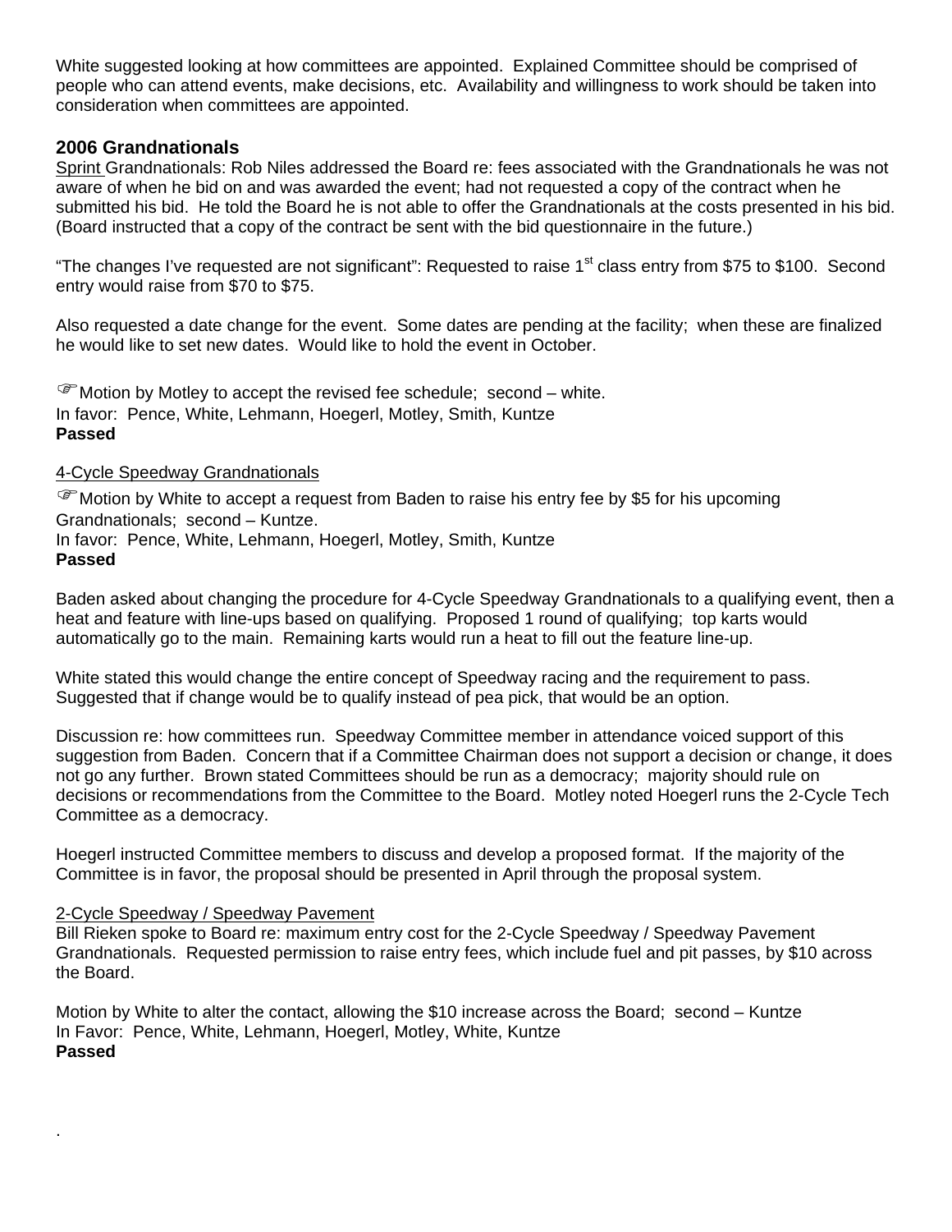White suggested looking at how committees are appointed. Explained Committee should be comprised of people who can attend events, make decisions, etc. Availability and willingness to work should be taken into consideration when committees are appointed.

## 2006 Grandnationals

Sprint Grandnationals: Rob Niles addressed the Board re: fees associated with the Grandnationals he was not aware of when he bid on and was awarded the event; had not requested a copy of the contract when he submitted his bid. He told the Board he is not able to offer the Grandnationals at the costs presented in his bid. (Board instructed that a copy of the contract be sent with the bid questionnaire in the future.)

"The changes I've requested are not significant": Requested to raise 1st class entry from $75 to $100. Second entry would raise from $70 to $75.

Also requested a date change for the event. Some dates are pending at the facility; when these are finalized he would like to set new dates. Would like to hold the event in October.

☞Motion by Motley to accept the revised fee schedule; second – white.
In favor: Pence, White, Lehmann, Hoegerl, Motley, Smith, Kuntze
**Passed**

4-Cycle Speedway Grandnationals

☞Motion by White to accept a request from Baden to raise his entry fee by $5 for his upcoming Grandnationals; second – Kuntze.
In favor: Pence, White, Lehmann, Hoegerl, Motley, Smith, Kuntze
**Passed**

Baden asked about changing the procedure for 4-Cycle Speedway Grandnationals to a qualifying event, then a heat and feature with line-ups based on qualifying. Proposed 1 round of qualifying; top karts would automatically go to the main. Remaining karts would run a heat to fill out the feature line-up.

White stated this would change the entire concept of Speedway racing and the requirement to pass. Suggested that if change would be to qualify instead of pea pick, that would be an option.

Discussion re: how committees run. Speedway Committee member in attendance voiced support of this suggestion from Baden. Concern that if a Committee Chairman does not support a decision or change, it does not go any further. Brown stated Committees should be run as a democracy; majority should rule on decisions or recommendations from the Committee to the Board. Motley noted Hoegerl runs the 2-Cycle Tech Committee as a democracy.

Hoegerl instructed Committee members to discuss and develop a proposed format. If the majority of the Committee is in favor, the proposal should be presented in April through the proposal system.

2-Cycle Speedway / Speedway Pavement

Bill Rieken spoke to Board re: maximum entry cost for the 2-Cycle Speedway / Speedway Pavement Grandnationals. Requested permission to raise entry fees, which include fuel and pit passes, by $10 across the Board.

Motion by White to alter the contact, allowing the $10 increase across the Board; second – Kuntze
In Favor: Pence, White, Lehmann, Hoegerl, Motley, White, Kuntze
**Passed**

.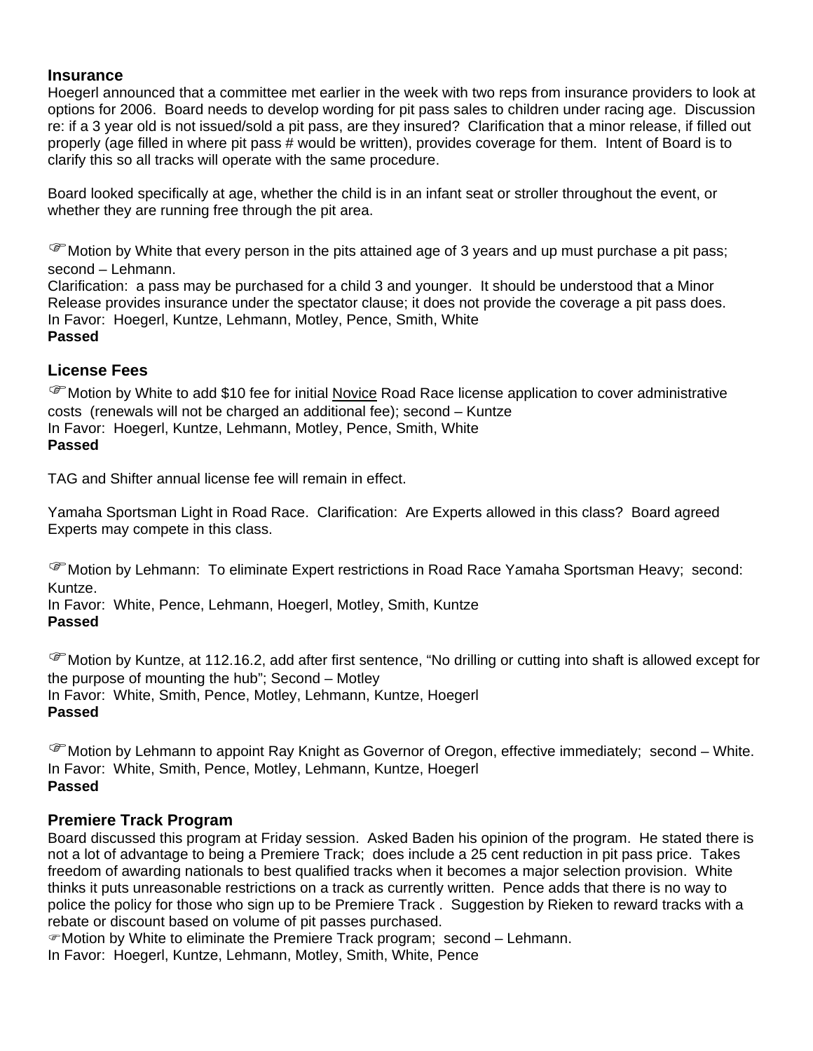## Insurance

Hoegerl announced that a committee met earlier in the week with two reps from insurance providers to look at options for 2006. Board needs to develop wording for pit pass sales to children under racing age. Discussion re: if a 3 year old is not issued/sold a pit pass, are they insured? Clarification that a minor release, if filled out properly (age filled in where pit pass # would be written), provides coverage for them. Intent of Board is to clarify this so all tracks will operate with the same procedure.

Board looked specifically at age, whether the child is in an infant seat or stroller throughout the event, or whether they are running free through the pit area.

☞Motion by White that every person in the pits attained age of 3 years and up must purchase a pit pass; second – Lehmann.
Clarification: a pass may be purchased for a child 3 and younger. It should be understood that a Minor Release provides insurance under the spectator clause; it does not provide the coverage a pit pass does.
In Favor: Hoegerl, Kuntze, Lehmann, Motley, Pence, Smith, White
**Passed**

## License Fees

☞Motion by White to add $10 fee for initial Novice Road Race license application to cover administrative costs (renewals will not be charged an additional fee); second – Kuntze
In Favor: Hoegerl, Kuntze, Lehmann, Motley, Pence, Smith, White
**Passed**

TAG and Shifter annual license fee will remain in effect.

Yamaha Sportsman Light in Road Race. Clarification: Are Experts allowed in this class? Board agreed Experts may compete in this class.

☞Motion by Lehmann: To eliminate Expert restrictions in Road Race Yamaha Sportsman Heavy; second: Kuntze.
In Favor: White, Pence, Lehmann, Hoegerl, Motley, Smith, Kuntze
**Passed**

☞Motion by Kuntze, at 112.16.2, add after first sentence, "No drilling or cutting into shaft is allowed except for the purpose of mounting the hub"; Second – Motley
In Favor: White, Smith, Pence, Motley, Lehmann, Kuntze, Hoegerl
**Passed**

☞Motion by Lehmann to appoint Ray Knight as Governor of Oregon, effective immediately; second – White.
In Favor: White, Smith, Pence, Motley, Lehmann, Kuntze, Hoegerl
**Passed**

## Premiere Track Program

Board discussed this program at Friday session. Asked Baden his opinion of the program. He stated there is not a lot of advantage to being a Premiere Track; does include a 25 cent reduction in pit pass price. Takes freedom of awarding nationals to best qualified tracks when it becomes a major selection provision. White thinks it puts unreasonable restrictions on a track as currently written. Pence adds that there is no way to police the policy for those who sign up to be Premiere Track . Suggestion by Rieken to reward tracks with a rebate or discount based on volume of pit passes purchased.
☞Motion by White to eliminate the Premiere Track program; second – Lehmann.
In Favor: Hoegerl, Kuntze, Lehmann, Motley, Smith, White, Pence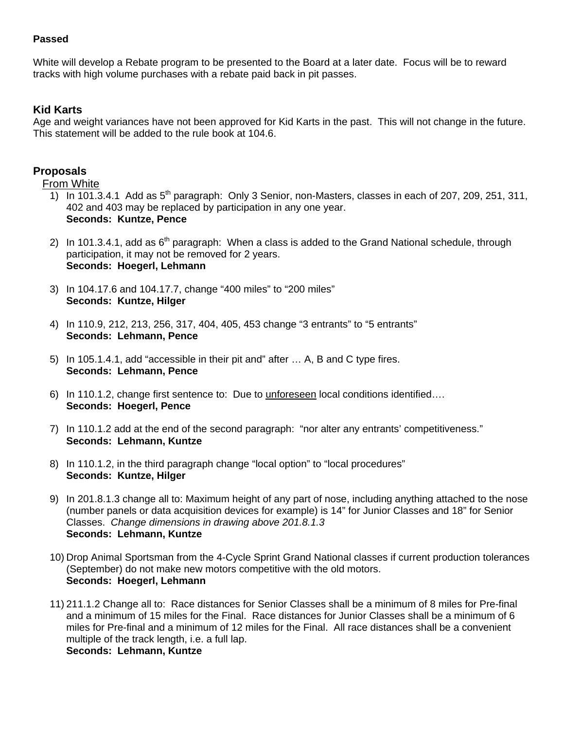**Passed**

White will develop a Rebate program to be presented to the Board at a later date. Focus will be to reward tracks with high volume purchases with a rebate paid back in pit passes.

### Kid Karts

Age and weight variances have not been approved for Kid Karts in the past. This will not change in the future. This statement will be added to the rule book at 104.6.

### Proposals

From White

1) In 101.3.4.1 Add as 5th paragraph: Only 3 Senior, non-Masters, classes in each of 207, 209, 251, 311, 402 and 403 may be replaced by participation in any one year.
   **Seconds: Kuntze, Pence**

2) In 101.3.4.1, add as 6th paragraph: When a class is added to the Grand National schedule, through participation, it may not be removed for 2 years.
   **Seconds: Hoegerl, Lehmann**

3) In 104.17.6 and 104.17.7, change "400 miles" to "200 miles"
   **Seconds: Kuntze, Hilger**

4) In 110.9, 212, 213, 256, 317, 404, 405, 453 change "3 entrants" to "5 entrants"
   **Seconds: Lehmann, Pence**

5) In 105.1.4.1, add "accessible in their pit and" after … A, B and C type fires.
   **Seconds: Lehmann, Pence**

6) In 110.1.2, change first sentence to: Due to <u>unforeseen</u> local conditions identified….
   **Seconds: Hoegerl, Pence**

7) In 110.1.2 add at the end of the second paragraph: "nor alter any entrants' competitiveness."
   **Seconds: Lehmann, Kuntze**

8) In 110.1.2, in the third paragraph change "local option" to "local procedures"
   **Seconds: Kuntze, Hilger**

9) In 201.8.1.3 change all to: Maximum height of any part of nose, including anything attached to the nose (number panels or data acquisition devices for example) is 14" for Junior Classes and 18" for Senior Classes. *Change dimensions in drawing above 201.8.1.3*
   **Seconds: Lehmann, Kuntze**

10) Drop Animal Sportsman from the 4-Cycle Sprint Grand National classes if current production tolerances (September) do not make new motors competitive with the old motors.
    **Seconds: Hoegerl, Lehmann**

11) 211.1.2 Change all to: Race distances for Senior Classes shall be a minimum of 8 miles for Pre-final and a minimum of 15 miles for the Final. Race distances for Junior Classes shall be a minimum of 6 miles for Pre-final and a minimum of 12 miles for the Final. All race distances shall be a convenient multiple of the track length, i.e. a full lap.
    **Seconds: Lehmann, Kuntze**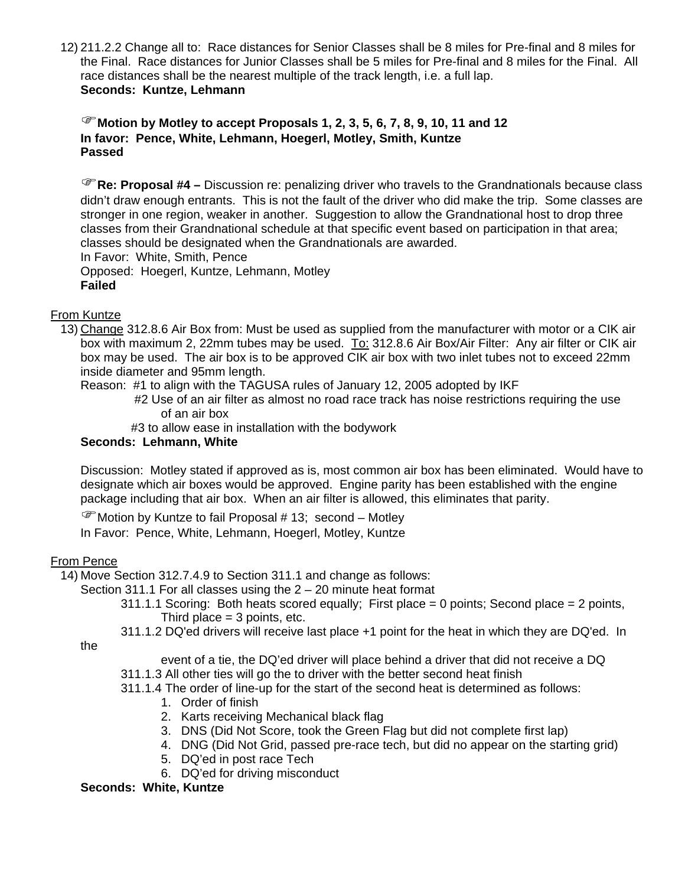12) 211.2.2 Change all to: Race distances for Senior Classes shall be 8 miles for Pre-final and 8 miles for the Final. Race distances for Junior Classes shall be 5 miles for Pre-final and 8 miles for the Final. All race distances shall be the nearest multiple of the track length, i.e. a full lap.
    **Seconds: Kuntze, Lehmann**

    ☞**Motion by Motley to accept Proposals 1, 2, 3, 5, 6, 7, 8, 9, 10, 11 and 12**
    **In favor: Pence, White, Lehmann, Hoegerl, Motley, Smith, Kuntze**
    **Passed**

    ☞**Re: Proposal #4 –** Discussion re: penalizing driver who travels to the Grandnationals because class didn't draw enough entrants. This is not the fault of the driver who did make the trip. Some classes are stronger in one region, weaker in another. Suggestion to allow the Grandnational host to drop three classes from their Grandnational schedule at that specific event based on participation in that area; classes should be designated when the Grandnationals are awarded.
    In Favor: White, Smith, Pence
    Opposed: Hoegerl, Kuntze, Lehmann, Motley
    **Failed**

From Kuntze

13) Change 312.8.6 Air Box from: Must be used as supplied from the manufacturer with motor or a CIK air box with maximum 2, 22mm tubes may be used. To: 312.8.6 Air Box/Air Filter: Any air filter or CIK air box may be used. The air box is to be approved CIK air box with two inlet tubes not to exceed 22mm inside diameter and 95mm length.
    Reason: #1 to align with the TAGUSA rules of January 12, 2005 adopted by IKF
    #2 Use of an air filter as almost no road race track has noise restrictions requiring the use of an air box
    #3 to allow ease in installation with the bodywork
    **Seconds: Lehmann, White**

    Discussion: Motley stated if approved as is, most common air box has been eliminated. Would have to designate which air boxes would be approved. Engine parity has been established with the engine package including that air box. When an air filter is allowed, this eliminates that parity.

    ☞Motion by Kuntze to fail Proposal # 13; second – Motley
    In Favor: Pence, White, Lehmann, Hoegerl, Motley, Kuntze

From Pence

14) Move Section 312.7.4.9 to Section 311.1 and change as follows:
    Section 311.1 For all classes using the 2 – 20 minute heat format
    311.1.1 Scoring: Both heats scored equally; First place = 0 points; Second place = 2 points, Third place = 3 points, etc.
    311.1.2 DQ'ed drivers will receive last place +1 point for the heat in which they are DQ'ed. In the event of a tie, the DQ'ed driver will place behind a driver that did not receive a DQ
    311.1.3 All other ties will go the to driver with the better second heat finish
    311.1.4 The order of line-up for the start of the second heat is determined as follows:
    1. Order of finish
    2. Karts receiving Mechanical black flag
    3. DNS (Did Not Score, took the Green Flag but did not complete first lap)
    4. DNG (Did Not Grid, passed pre-race tech, but did no appear on the starting grid)
    5. DQ'ed in post race Tech
    6. DQ'ed for driving misconduct

    **Seconds: White, Kuntze**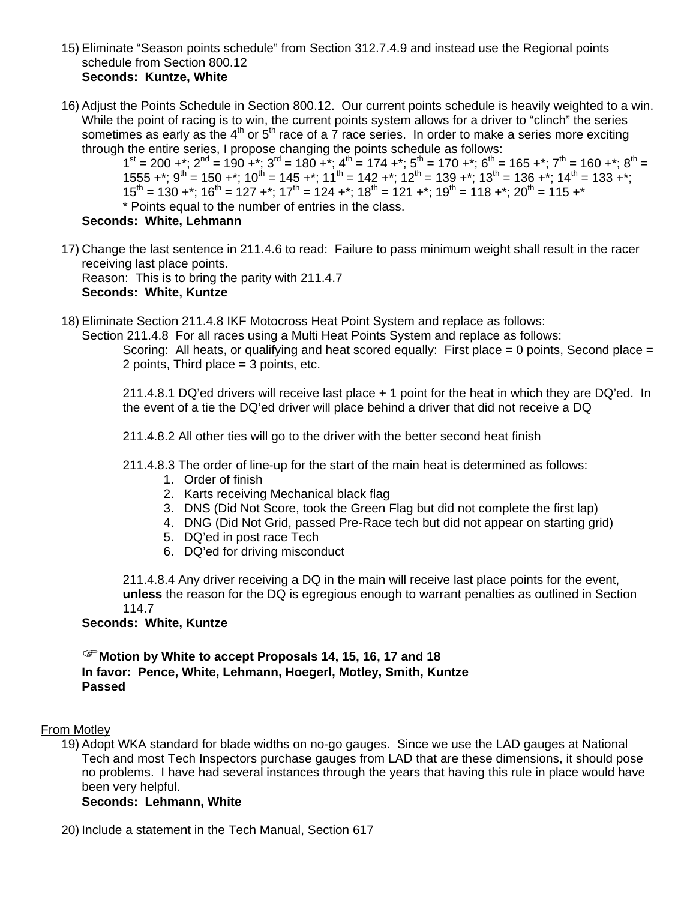15) Eliminate "Season points schedule" from Section 312.7.4.9 and instead use the Regional points schedule from Section 800.12
    **Seconds: Kuntze, White**

16) Adjust the Points Schedule in Section 800.12. Our current points schedule is heavily weighted to a win. While the point of racing is to win, the current points system allows for a driver to "clinch" the series sometimes as early as the 4th or 5th race of a 7 race series. In order to make a series more exciting through the entire series, I propose changing the points schedule as follows:

    1st = 200 +*; 2nd = 190 +*; 3rd = 180 +*; 4th = 174 +*; 5th = 170 +*; 6th = 165 +*; 7th = 160 +*; 8th = 1555 +*; 9th = 150 +*; 10th = 145 +*; 11th = 142 +*; 12th = 139 +*; 13th = 136 +*; 14th = 133 +*; 15th = 130 +*; 16th = 127 +*; 17th = 124 +*; 18th = 121 +*; 19th = 118 +*; 20th = 115 +*
    * Points equal to the number of entries in the class.

    **Seconds: White, Lehmann**

17) Change the last sentence in 211.4.6 to read: Failure to pass minimum weight shall result in the racer receiving last place points.
    Reason: This is to bring the parity with 211.4.7
    **Seconds: White, Kuntze**

18) Eliminate Section 211.4.8 IKF Motocross Heat Point System and replace as follows:
    Section 211.4.8 For all races using a Multi Heat Points System and replace as follows:

    Scoring: All heats, or qualifying and heat scored equally: First place = 0 points, Second place = 2 points, Third place = 3 points, etc.

    211.4.8.1 DQ'ed drivers will receive last place + 1 point for the heat in which they are DQ'ed. In the event of a tie the DQ'ed driver will place behind a driver that did not receive a DQ

    211.4.8.2 All other ties will go to the driver with the better second heat finish

    211.4.8.3 The order of line-up for the start of the main heat is determined as follows:
    1. Order of finish
    2. Karts receiving Mechanical black flag
    3. DNS (Did Not Score, took the Green Flag but did not complete the first lap)
    4. DNG (Did Not Grid, passed Pre-Race tech but did not appear on starting grid)
    5. DQ'ed in post race Tech
    6. DQ'ed for driving misconduct

    211.4.8.4 Any driver receiving a DQ in the main will receive last place points for the event, **unless** the reason for the DQ is egregious enough to warrant penalties as outlined in Section 114.7

    **Seconds: White, Kuntze**

☞ **Motion by White to accept Proposals 14, 15, 16, 17 and 18**
**In favor: Pence, White, Lehmann, Hoegerl, Motley, Smith, Kuntze**
**Passed**

From Motley

19) Adopt WKA standard for blade widths on no-go gauges. Since we use the LAD gauges at National Tech and most Tech Inspectors purchase gauges from LAD that are these dimensions, it should pose no problems. I have had several instances through the years that having this rule in place would have been very helpful.
    **Seconds: Lehmann, White**

20) Include a statement in the Tech Manual, Section 617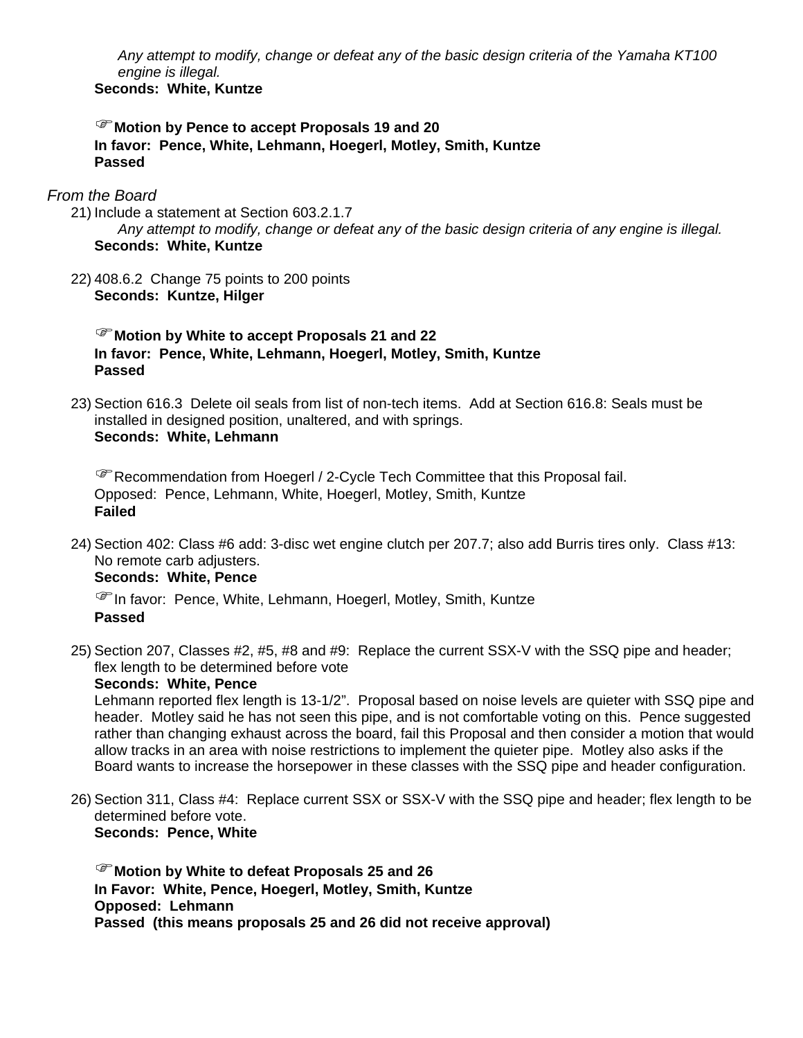*Any attempt to modify, change or defeat any of the basic design criteria of the Yamaha KT100 engine is illegal.*

**Seconds: White, Kuntze**

☞**Motion by Pence to accept Proposals 19 and 20**
**In favor: Pence, White, Lehmann, Hoegerl, Motley, Smith, Kuntze**
**Passed**

*From the Board*

21) Include a statement at Section 603.2.1.7
*Any attempt to modify, change or defeat any of the basic design criteria of any engine is illegal.*
**Seconds: White, Kuntze**

22) 408.6.2 Change 75 points to 200 points
**Seconds: Kuntze, Hilger**

☞**Motion by White to accept Proposals 21 and 22**
**In favor: Pence, White, Lehmann, Hoegerl, Motley, Smith, Kuntze**
**Passed**

23) Section 616.3 Delete oil seals from list of non-tech items. Add at Section 616.8: Seals must be installed in designed position, unaltered, and with springs.
**Seconds: White, Lehmann**

☞Recommendation from Hoegerl / 2-Cycle Tech Committee that this Proposal fail.
Opposed: Pence, Lehmann, White, Hoegerl, Motley, Smith, Kuntze
**Failed**

24) Section 402: Class #6 add: 3-disc wet engine clutch per 207.7; also add Burris tires only. Class #13: No remote carb adjusters.
**Seconds: White, Pence**

☞In favor: Pence, White, Lehmann, Hoegerl, Motley, Smith, Kuntze
**Passed**

25) Section 207, Classes #2, #5, #8 and #9: Replace the current SSX-V with the SSQ pipe and header; flex length to be determined before vote
**Seconds: White, Pence**
Lehmann reported flex length is 13-1/2". Proposal based on noise levels are quieter with SSQ pipe and header. Motley said he has not seen this pipe, and is not comfortable voting on this. Pence suggested rather than changing exhaust across the board, fail this Proposal and then consider a motion that would allow tracks in an area with noise restrictions to implement the quieter pipe. Motley also asks if the Board wants to increase the horsepower in these classes with the SSQ pipe and header configuration.

26) Section 311, Class #4: Replace current SSX or SSX-V with the SSQ pipe and header; flex length to be determined before vote.
**Seconds: Pence, White**

☞**Motion by White to defeat Proposals 25 and 26**
**In Favor: White, Pence, Hoegerl, Motley, Smith, Kuntze**
**Opposed: Lehmann**
**Passed (this means proposals 25 and 26 did not receive approval)**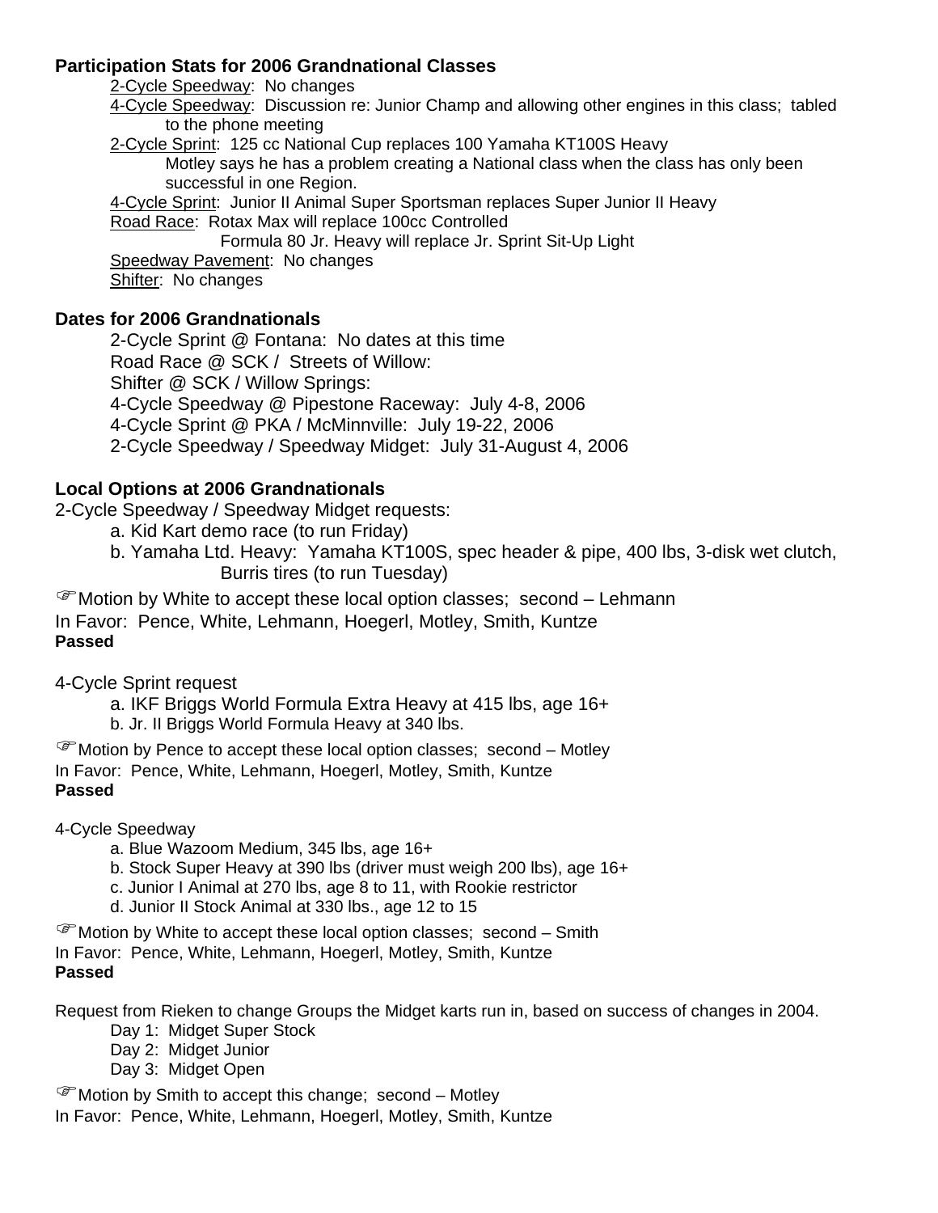**Participation Stats for 2006 Grandnational Classes**

2-Cycle Speedway: No changes

4-Cycle Speedway: Discussion re: Junior Champ and allowing other engines in this class; tabled to the phone meeting

2-Cycle Sprint: 125 cc National Cup replaces 100 Yamaha KT100S Heavy

Motley says he has a problem creating a National class when the class has only been successful in one Region.

4-Cycle Sprint: Junior II Animal Super Sportsman replaces Super Junior II Heavy

Road Race: Rotax Max will replace 100cc Controlled

Formula 80 Jr. Heavy will replace Jr. Sprint Sit-Up Light

Speedway Pavement: No changes

Shifter: No changes

**Dates for 2006 Grandnationals**

2-Cycle Sprint @ Fontana: No dates at this time

Road Race @ SCK / Streets of Willow:

Shifter @ SCK / Willow Springs:

4-Cycle Speedway @ Pipestone Raceway: July 4-8, 2006

4-Cycle Sprint @ PKA / McMinnville: July 19-22, 2006

2-Cycle Speedway / Speedway Midget: July 31-August 4, 2006

**Local Options at 2006 Grandnationals**

2-Cycle Speedway / Speedway Midget requests:

a. Kid Kart demo race (to run Friday)

b. Yamaha Ltd. Heavy: Yamaha KT100S, spec header & pipe, 400 lbs, 3-disk wet clutch, Burris tires (to run Tuesday)

☞Motion by White to accept these local option classes; second – Lehmann

In Favor: Pence, White, Lehmann, Hoegerl, Motley, Smith, Kuntze

**Passed**

4-Cycle Sprint request

a. IKF Briggs World Formula Extra Heavy at 415 lbs, age 16+

b. Jr. II Briggs World Formula Heavy at 340 lbs.

☞Motion by Pence to accept these local option classes; second – Motley

In Favor: Pence, White, Lehmann, Hoegerl, Motley, Smith, Kuntze

**Passed**

4-Cycle Speedway

a. Blue Wazoom Medium, 345 lbs, age 16+

b. Stock Super Heavy at 390 lbs (driver must weigh 200 lbs), age 16+

c. Junior I Animal at 270 lbs, age 8 to 11, with Rookie restrictor

d. Junior II Stock Animal at 330 lbs., age 12 to 15

☞Motion by White to accept these local option classes; second – Smith

In Favor: Pence, White, Lehmann, Hoegerl, Motley, Smith, Kuntze

**Passed**

Request from Rieken to change Groups the Midget karts run in, based on success of changes in 2004.

Day 1: Midget Super Stock

Day 2: Midget Junior

Day 3: Midget Open

☞Motion by Smith to accept this change; second – Motley

In Favor: Pence, White, Lehmann, Hoegerl, Motley, Smith, Kuntze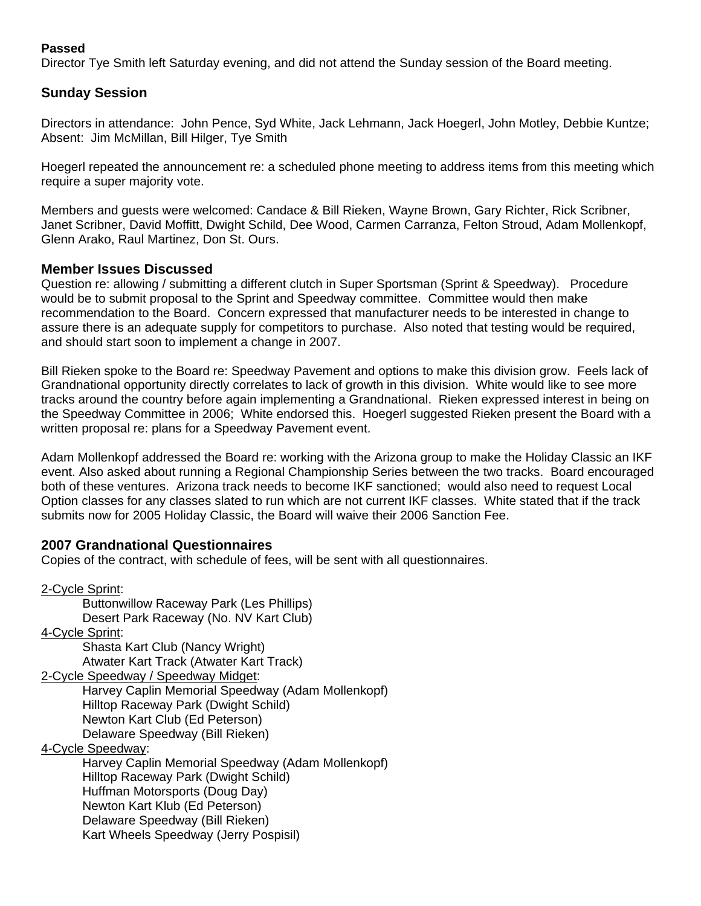**Passed**
Director Tye Smith left Saturday evening, and did not attend the Sunday session of the Board meeting.

## Sunday Session

Directors in attendance: John Pence, Syd White, Jack Lehmann, Jack Hoegerl, John Motley, Debbie Kuntze; Absent: Jim McMillan, Bill Hilger, Tye Smith

Hoegerl repeated the announcement re: a scheduled phone meeting to address items from this meeting which require a super majority vote.

Members and guests were welcomed: Candace & Bill Rieken, Wayne Brown, Gary Richter, Rick Scribner, Janet Scribner, David Moffitt, Dwight Schild, Dee Wood, Carmen Carranza, Felton Stroud, Adam Mollenkopf, Glenn Arako, Raul Martinez, Don St. Ours.

## Member Issues Discussed

Question re: allowing / submitting a different clutch in Super Sportsman (Sprint & Speedway). Procedure would be to submit proposal to the Sprint and Speedway committee. Committee would then make recommendation to the Board. Concern expressed that manufacturer needs to be interested in change to assure there is an adequate supply for competitors to purchase. Also noted that testing would be required, and should start soon to implement a change in 2007.

Bill Rieken spoke to the Board re: Speedway Pavement and options to make this division grow. Feels lack of Grandnational opportunity directly correlates to lack of growth in this division. White would like to see more tracks around the country before again implementing a Grandnational. Rieken expressed interest in being on the Speedway Committee in 2006; White endorsed this. Hoegerl suggested Rieken present the Board with a written proposal re: plans for a Speedway Pavement event.

Adam Mollenkopf addressed the Board re: working with the Arizona group to make the Holiday Classic an IKF event. Also asked about running a Regional Championship Series between the two tracks. Board encouraged both of these ventures. Arizona track needs to become IKF sanctioned; would also need to request Local Option classes for any classes slated to run which are not current IKF classes. White stated that if the track submits now for 2005 Holiday Classic, the Board will waive their 2006 Sanction Fee.

## 2007 Grandnational Questionnaires

Copies of the contract, with schedule of fees, will be sent with all questionnaires.

2-Cycle Sprint:
- Buttonwillow Raceway Park (Les Phillips)
- Desert Park Raceway (No. NV Kart Club)

4-Cycle Sprint:
- Shasta Kart Club (Nancy Wright)
- Atwater Kart Track (Atwater Kart Track)

2-Cycle Speedway / Speedway Midget:
- Harvey Caplin Memorial Speedway (Adam Mollenkopf)
- Hilltop Raceway Park (Dwight Schild)
- Newton Kart Club (Ed Peterson)
- Delaware Speedway (Bill Rieken)

4-Cycle Speedway:
- Harvey Caplin Memorial Speedway (Adam Mollenkopf)
- Hilltop Raceway Park (Dwight Schild)
- Huffman Motorsports (Doug Day)
- Newton Kart Klub (Ed Peterson)
- Delaware Speedway (Bill Rieken)
- Kart Wheels Speedway (Jerry Pospisil)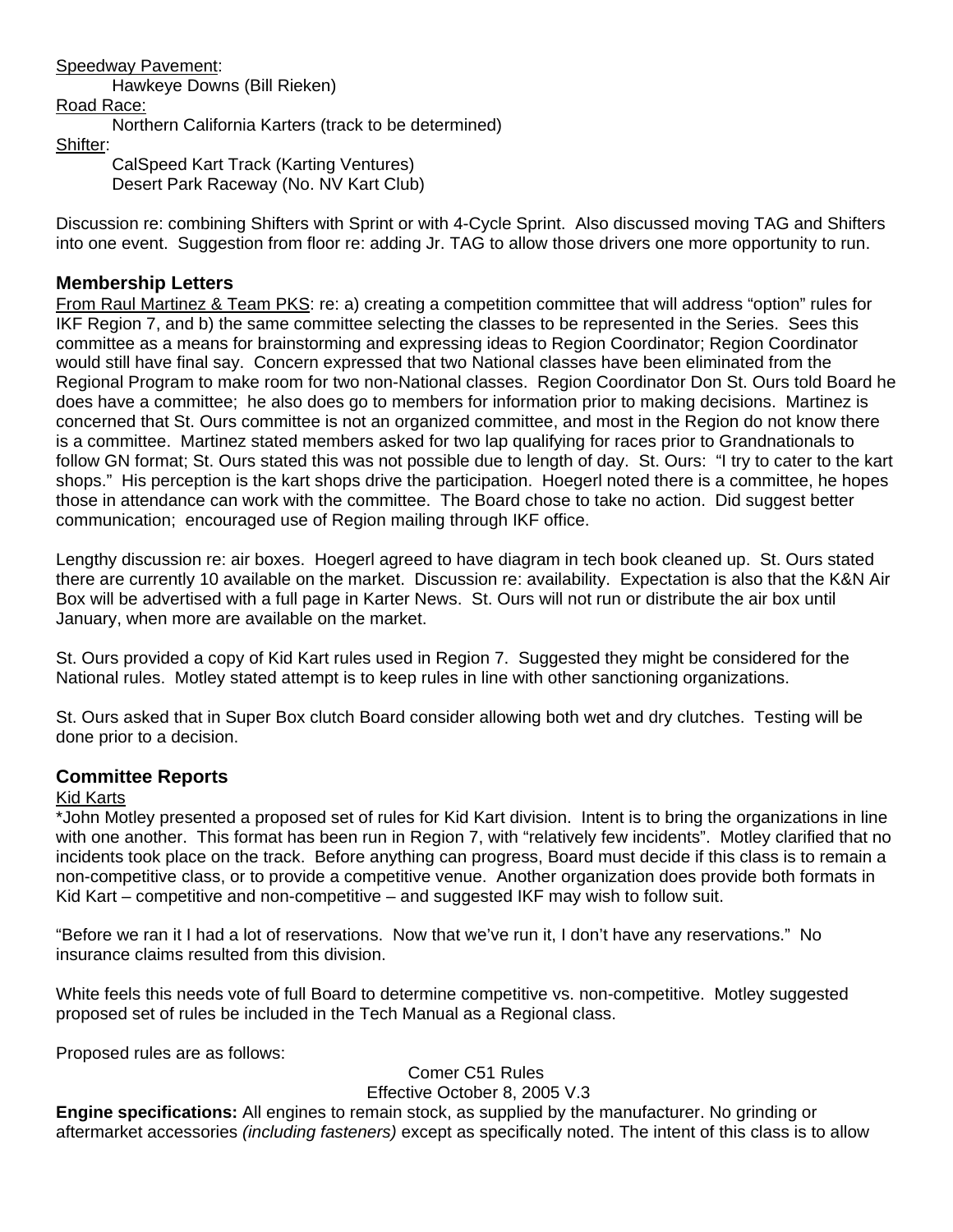Speedway Pavement:

Hawkeye Downs (Bill Rieken)

Road Race:

Northern California Karters (track to be determined)

Shifter:

CalSpeed Kart Track (Karting Ventures)
Desert Park Raceway (No. NV Kart Club)

Discussion re: combining Shifters with Sprint or with 4-Cycle Sprint. Also discussed moving TAG and Shifters into one event. Suggestion from floor re: adding Jr. TAG to allow those drivers one more opportunity to run.

### Membership Letters

From Raul Martinez & Team PKS: re: a) creating a competition committee that will address "option" rules for IKF Region 7, and b) the same committee selecting the classes to be represented in the Series. Sees this committee as a means for brainstorming and expressing ideas to Region Coordinator; Region Coordinator would still have final say. Concern expressed that two National classes have been eliminated from the Regional Program to make room for two non-National classes. Region Coordinator Don St. Ours told Board he does have a committee; he also does go to members for information prior to making decisions. Martinez is concerned that St. Ours committee is not an organized committee, and most in the Region do not know there is a committee. Martinez stated members asked for two lap qualifying for races prior to Grandnationals to follow GN format; St. Ours stated this was not possible due to length of day. St. Ours: "I try to cater to the kart shops." His perception is the kart shops drive the participation. Hoegerl noted there is a committee, he hopes those in attendance can work with the committee. The Board chose to take no action. Did suggest better communication; encouraged use of Region mailing through IKF office.

Lengthy discussion re: air boxes. Hoegerl agreed to have diagram in tech book cleaned up. St. Ours stated there are currently 10 available on the market. Discussion re: availability. Expectation is also that the K&N Air Box will be advertised with a full page in Karter News. St. Ours will not run or distribute the air box until January, when more are available on the market.

St. Ours provided a copy of Kid Kart rules used in Region 7. Suggested they might be considered for the National rules. Motley stated attempt is to keep rules in line with other sanctioning organizations.

St. Ours asked that in Super Box clutch Board consider allowing both wet and dry clutches. Testing will be done prior to a decision.

### Committee Reports

Kid Karts

*John Motley presented a proposed set of rules for Kid Kart division. Intent is to bring the organizations in line with one another. This format has been run in Region 7, with "relatively few incidents". Motley clarified that no incidents took place on the track. Before anything can progress, Board must decide if this class is to remain a non-competitive class, or to provide a competitive venue. Another organization does provide both formats in Kid Kart – competitive and non-competitive – and suggested IKF may wish to follow suit.

"Before we ran it I had a lot of reservations. Now that we've run it, I don't have any reservations." No insurance claims resulted from this division.

White feels this needs vote of full Board to determine competitive vs. non-competitive. Motley suggested proposed set of rules be included in the Tech Manual as a Regional class.

Proposed rules are as follows:

Comer C51 Rules
Effective October 8, 2005 V.3

**Engine specifications:** All engines to remain stock, as supplied by the manufacturer. No grinding or aftermarket accessories *(including fasteners)* except as specifically noted. The intent of this class is to allow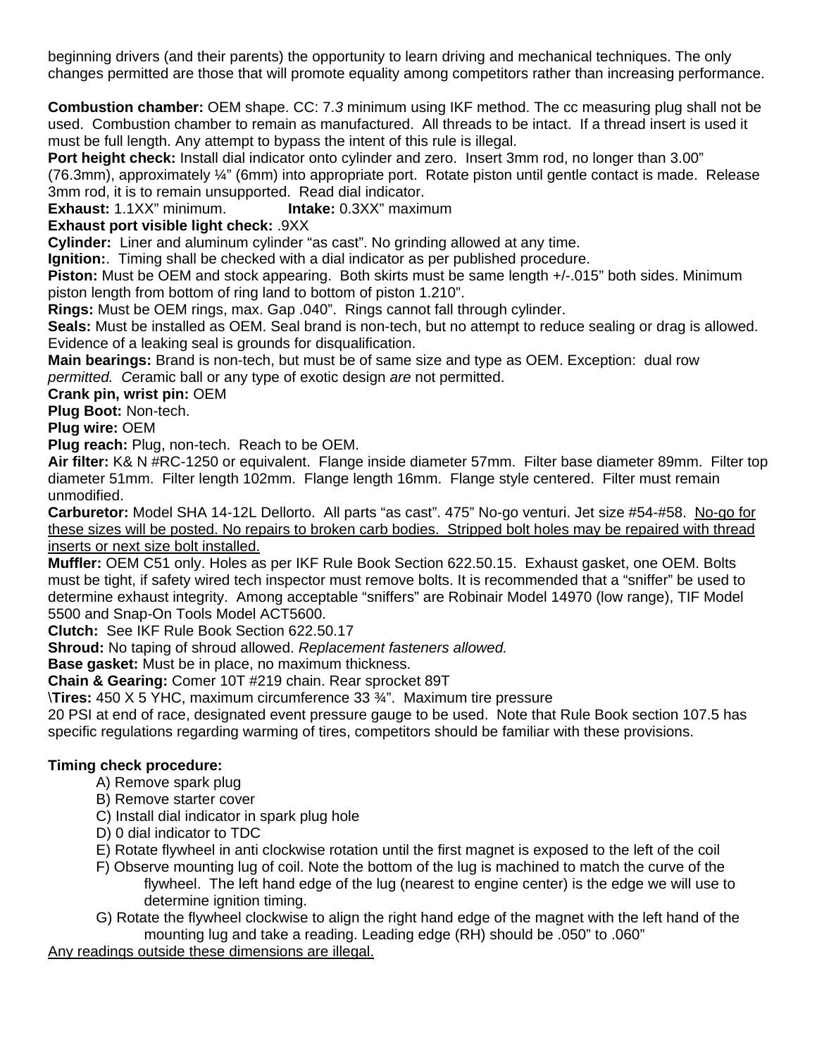beginning drivers (and their parents) the opportunity to learn driving and mechanical techniques. The only changes permitted are those that will promote equality among competitors rather than increasing performance.

**Combustion chamber:** OEM shape. CC: 7.*3* minimum using IKF method. The cc measuring plug shall not be used. Combustion chamber to remain as manufactured. All threads to be intact. If a thread insert is used it must be full length. Any attempt to bypass the intent of this rule is illegal.

**Port height check:** Install dial indicator onto cylinder and zero. Insert 3mm rod, no longer than 3.00" (76.3mm), approximately ¼" (6mm) into appropriate port. Rotate piston until gentle contact is made. Release 3mm rod, it is to remain unsupported. Read dial indicator.

**Exhaust:** 1.1XX" minimum. **Intake:** 0.3XX" maximum

**Exhaust port visible light check:** .9XX

**Cylinder:** Liner and aluminum cylinder "as cast". No grinding allowed at any time.

**Ignition:**. Timing shall be checked with a dial indicator as per published procedure.

**Piston:** Must be OEM and stock appearing. Both skirts must be same length +/-.015" both sides. Minimum piston length from bottom of ring land to bottom of piston 1.210".

**Rings:** Must be OEM rings, max. Gap .040". Rings cannot fall through cylinder.

**Seals:** Must be installed as OEM. Seal brand is non-tech, but no attempt to reduce sealing or drag is allowed. Evidence of a leaking seal is grounds for disqualification.

**Main bearings:** Brand is non-tech, but must be of same size and type as OEM. Exception: dual row *permitted. C*eramic ball or any type of exotic design *are* not permitted.

**Crank pin, wrist pin:** OEM

**Plug Boot:** Non-tech.

**Plug wire:** OEM

**Plug reach:** Plug, non-tech. Reach to be OEM.

**Air filter:** K& N #RC-1250 or equivalent. Flange inside diameter 57mm. Filter base diameter 89mm. Filter top diameter 51mm. Filter length 102mm. Flange length 16mm. Flange style centered. Filter must remain unmodified.

**Carburetor:** Model SHA 14-12L Dellorto. All parts "as cast". 475" No-go venturi. Jet size #54-#58. <u>No-go for these sizes will be posted. No repairs to broken carb bodies. Stripped bolt holes may be repaired with thread inserts or next size bolt installed.</u>

**Muffler:** OEM C51 only. Holes as per IKF Rule Book Section 622.50.15. Exhaust gasket, one OEM. Bolts must be tight, if safety wired tech inspector must remove bolts. It is recommended that a "sniffer" be used to determine exhaust integrity. Among acceptable "sniffers" are Robinair Model 14970 (low range), TIF Model 5500 and Snap-On Tools Model ACT5600.

**Clutch:** See IKF Rule Book Section 622.50.17

**Shroud:** No taping of shroud allowed. *Replacement fasteners allowed.*

**Base gasket:** Must be in place, no maximum thickness.

**Chain & Gearing:** Comer 10T #219 chain. Rear sprocket 89T

**\Tires:** 450 X 5 YHC, maximum circumference 33 ¾". Maximum tire pressure 20 PSI at end of race, designated event pressure gauge to be used. Note that Rule Book section 107.5 has specific regulations regarding warming of tires, competitors should be familiar with these provisions.

**Timing check procedure:**

A) Remove spark plug
B) Remove starter cover
C) Install dial indicator in spark plug hole
D) 0 dial indicator to TDC
E) Rotate flywheel in anti clockwise rotation until the first magnet is exposed to the left of the coil
F) Observe mounting lug of coil. Note the bottom of the lug is machined to match the curve of the flywheel. The left hand edge of the lug (nearest to engine center) is the edge we will use to determine ignition timing.
G) Rotate the flywheel clockwise to align the right hand edge of the magnet with the left hand of the mounting lug and take a reading. Leading edge (RH) should be .050" to .060"

<u>Any readings outside these dimensions are illegal.</u>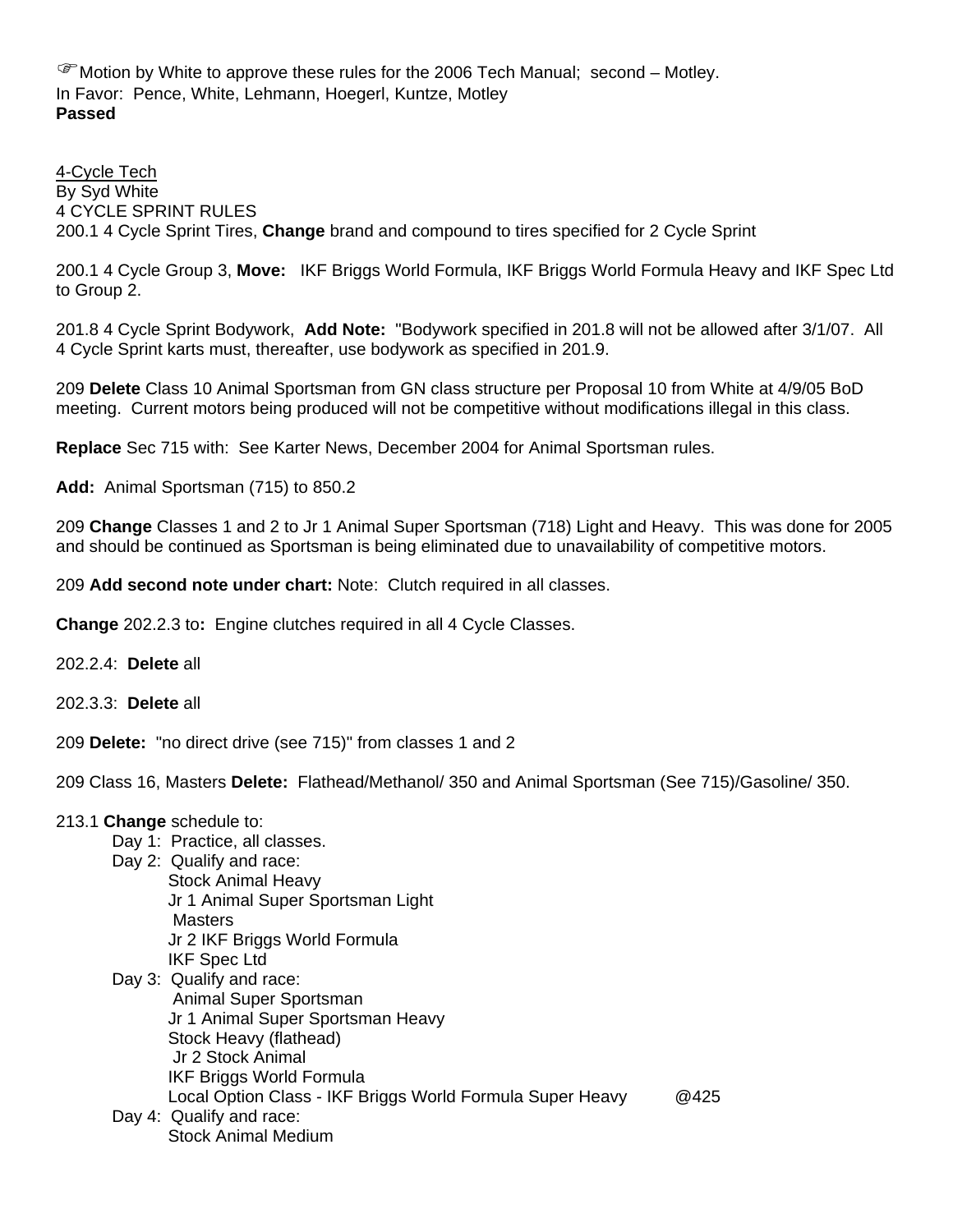☞Motion by White to approve these rules for the 2006 Tech Manual; second – Motley.
In Favor: Pence, White, Lehmann, Hoegerl, Kuntze, Motley
**Passed**

<u>4-Cycle Tech</u>
By Syd White
4 CYCLE SPRINT RULES
200.1 4 Cycle Sprint Tires, **Change** brand and compound to tires specified for 2 Cycle Sprint

200.1 4 Cycle Group 3, **Move:** IKF Briggs World Formula, IKF Briggs World Formula Heavy and IKF Spec Ltd to Group 2.

201.8 4 Cycle Sprint Bodywork, **Add Note:** "Bodywork specified in 201.8 will not be allowed after 3/1/07. All 4 Cycle Sprint karts must, thereafter, use bodywork as specified in 201.9.

209 **Delete** Class 10 Animal Sportsman from GN class structure per Proposal 10 from White at 4/9/05 BoD meeting. Current motors being produced will not be competitive without modifications illegal in this class.

**Replace** Sec 715 with: See Karter News, December 2004 for Animal Sportsman rules.

**Add:** Animal Sportsman (715) to 850.2

209 **Change** Classes 1 and 2 to Jr 1 Animal Super Sportsman (718) Light and Heavy. This was done for 2005 and should be continued as Sportsman is being eliminated due to unavailability of competitive motors.

209 **Add second note under chart:** Note: Clutch required in all classes.

**Change** 202.2.3 to**:** Engine clutches required in all 4 Cycle Classes.

202.2.4: **Delete** all

202.3.3: **Delete** all

209 **Delete:** "no direct drive (see 715)" from classes 1 and 2

209 Class 16, Masters **Delete:** Flathead/Methanol/ 350 and Animal Sportsman (See 715)/Gasoline/ 350.

213.1 **Change** schedule to:

- Day 1: Practice, all classes.
- Day 2: Qualify and race:
  - Stock Animal Heavy
  - Jr 1 Animal Super Sportsman Light
  - Masters
  - Jr 2 IKF Briggs World Formula
  - IKF Spec Ltd
- Day 3: Qualify and race:
  - Animal Super Sportsman
  - Jr 1 Animal Super Sportsman Heavy
  - Stock Heavy (flathead)
  - Jr 2 Stock Animal
  - IKF Briggs World Formula
  - Local Option Class - IKF Briggs World Formula Super Heavy @425
- Day 4: Qualify and race:
  - Stock Animal Medium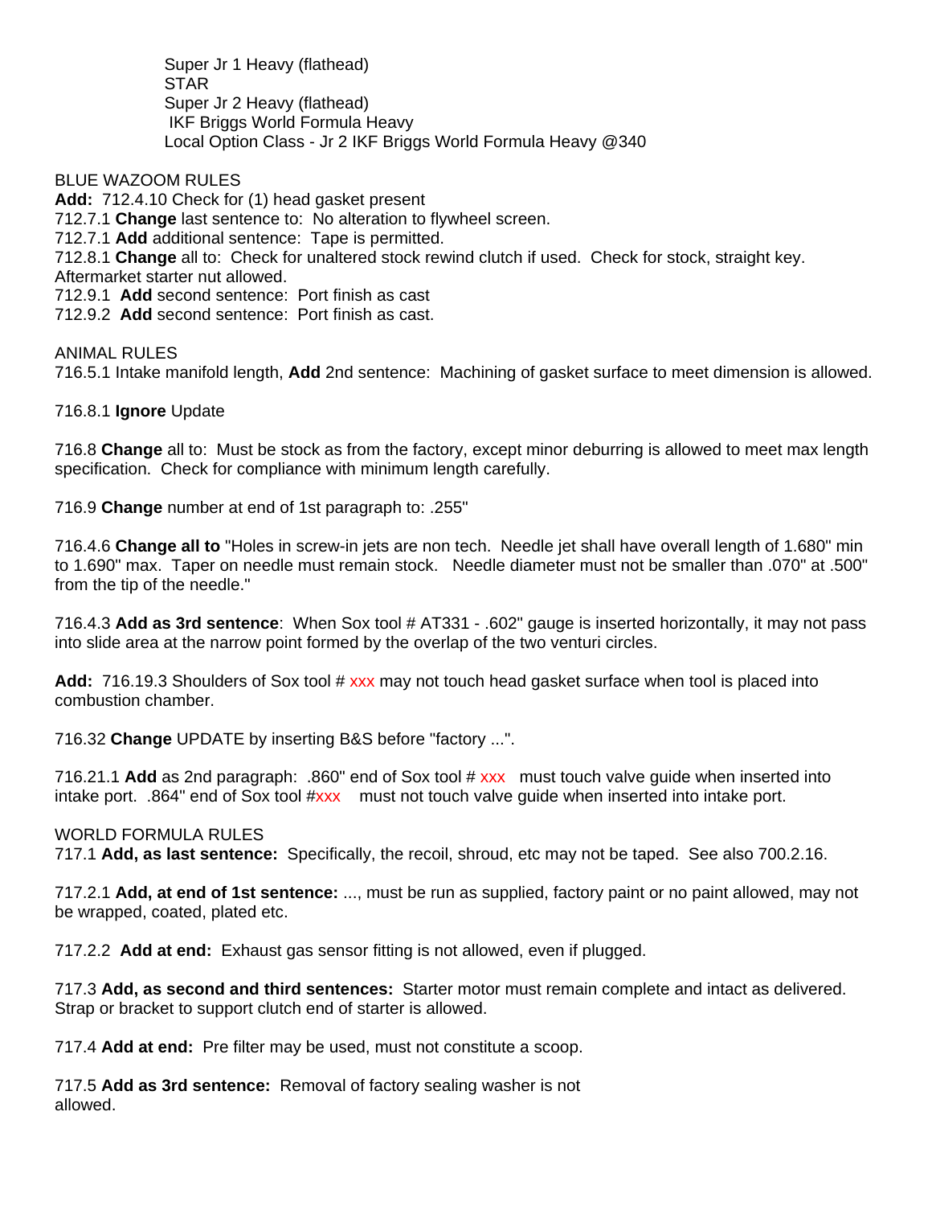Super Jr 1 Heavy (flathead)
STAR
Super Jr 2 Heavy (flathead)
IKF Briggs World Formula Heavy
Local Option Class - Jr 2 IKF Briggs World Formula Heavy @340

BLUE WAZOOM RULES
**Add:** 712.4.10 Check for (1) head gasket present
712.7.1 **Change** last sentence to: No alteration to flywheel screen.
712.7.1 **Add** additional sentence: Tape is permitted.
712.8.1 **Change** all to: Check for unaltered stock rewind clutch if used. Check for stock, straight key. Aftermarket starter nut allowed.
712.9.1 **Add** second sentence: Port finish as cast
712.9.2 **Add** second sentence: Port finish as cast.

ANIMAL RULES
716.5.1 Intake manifold length, **Add** 2nd sentence: Machining of gasket surface to meet dimension is allowed.

716.8.1 **Ignore** Update

716.8 **Change** all to: Must be stock as from the factory, except minor deburring is allowed to meet max length specification. Check for compliance with minimum length carefully.

716.9 **Change** number at end of 1st paragraph to: .255"

716.4.6 **Change all to** "Holes in screw-in jets are non tech. Needle jet shall have overall length of 1.680" min to 1.690" max. Taper on needle must remain stock. Needle diameter must not be smaller than .070" at .500" from the tip of the needle."

716.4.3 **Add as 3rd sentence**: When Sox tool # AT331 - .602" gauge is inserted horizontally, it may not pass into slide area at the narrow point formed by the overlap of the two venturi circles.

**Add:** 716.19.3 Shoulders of Sox tool # xxx may not touch head gasket surface when tool is placed into combustion chamber.

716.32 **Change** UPDATE by inserting B&S before "factory ...".

716.21.1 **Add** as 2nd paragraph: .860" end of Sox tool # xxx must touch valve guide when inserted into intake port. .864" end of Sox tool #xxx must not touch valve guide when inserted into intake port.

WORLD FORMULA RULES
717.1 **Add, as last sentence:** Specifically, the recoil, shroud, etc may not be taped. See also 700.2.16.

717.2.1 **Add, at end of 1st sentence:** ..., must be run as supplied, factory paint or no paint allowed, may not be wrapped, coated, plated etc.

717.2.2 **Add at end:** Exhaust gas sensor fitting is not allowed, even if plugged.

717.3 **Add, as second and third sentences:** Starter motor must remain complete and intact as delivered. Strap or bracket to support clutch end of starter is allowed.

717.4 **Add at end:** Pre filter may be used, must not constitute a scoop.

717.5 **Add as 3rd sentence:** Removal of factory sealing washer is not allowed.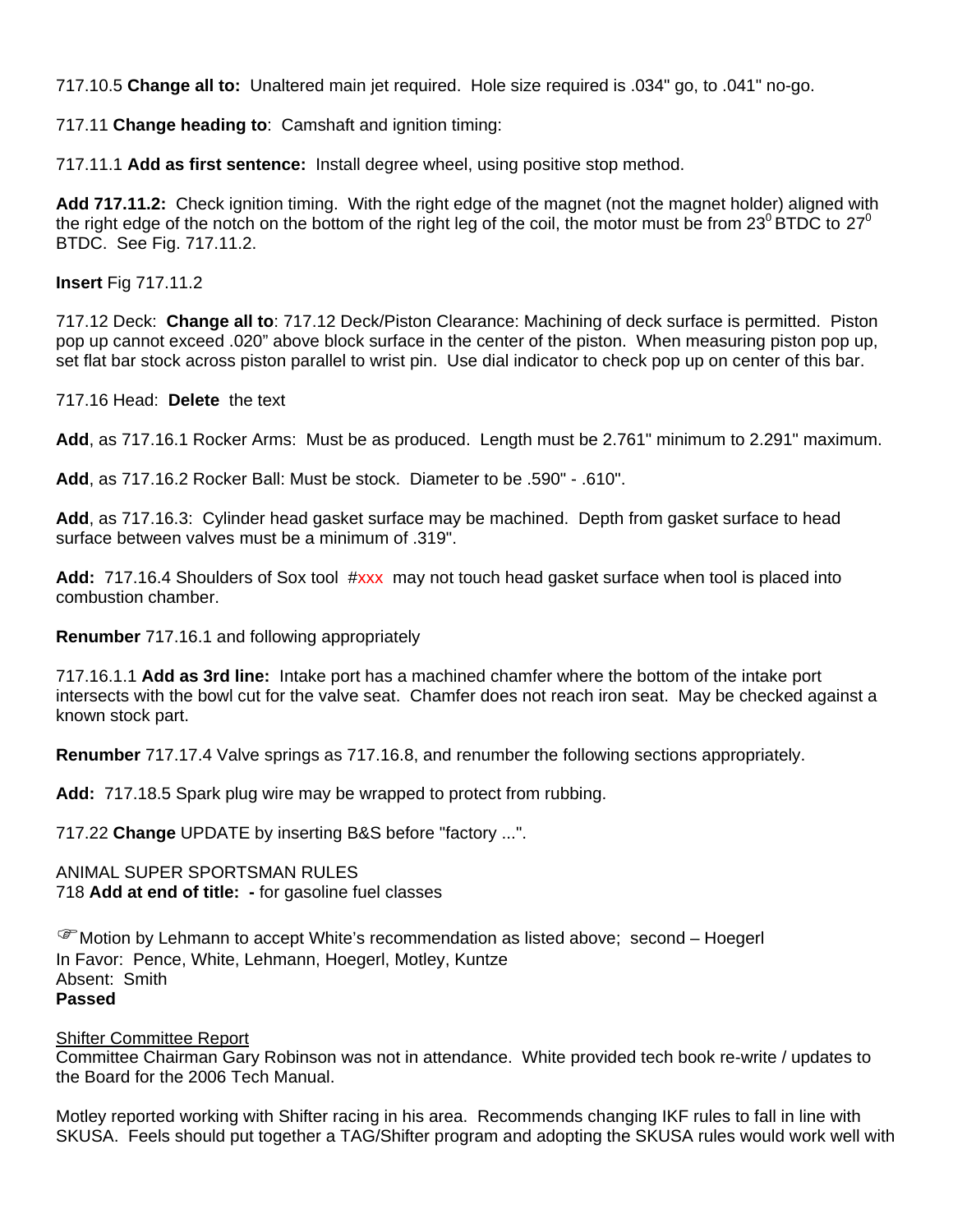717.10.5 **Change all to:** Unaltered main jet required. Hole size required is .034" go, to .041" no-go.

717.11 **Change heading to**: Camshaft and ignition timing:

717.11.1 **Add as first sentence:** Install degree wheel, using positive stop method.

**Add 717.11.2:** Check ignition timing. With the right edge of the magnet (not the magnet holder) aligned with the right edge of the notch on the bottom of the right leg of the coil, the motor must be from $23^0$ BTDC to $27^0$ BTDC. See Fig. 717.11.2.

**Insert** Fig 717.11.2

717.12 Deck: **Change all to**: 717.12 Deck/Piston Clearance: Machining of deck surface is permitted. Piston pop up cannot exceed .020" above block surface in the center of the piston. When measuring piston pop up, set flat bar stock across piston parallel to wrist pin. Use dial indicator to check pop up on center of this bar.

717.16 Head: **Delete** the text

**Add**, as 717.16.1 Rocker Arms: Must be as produced. Length must be 2.761" minimum to 2.291" maximum.

**Add**, as 717.16.2 Rocker Ball: Must be stock. Diameter to be .590" - .610".

**Add**, as 717.16.3: Cylinder head gasket surface may be machined. Depth from gasket surface to head surface between valves must be a minimum of .319".

**Add:** 717.16.4 Shoulders of Sox tool #xxx may not touch head gasket surface when tool is placed into combustion chamber.

**Renumber** 717.16.1 and following appropriately

717.16.1.1 **Add as 3rd line:** Intake port has a machined chamfer where the bottom of the intake port intersects with the bowl cut for the valve seat. Chamfer does not reach iron seat. May be checked against a known stock part.

**Renumber** 717.17.4 Valve springs as 717.16.8, and renumber the following sections appropriately.

**Add:** 717.18.5 Spark plug wire may be wrapped to protect from rubbing.

717.22 **Change** UPDATE by inserting B&S before "factory ...".

ANIMAL SUPER SPORTSMAN RULES
718 **Add at end of title: -** for gasoline fuel classes

☞Motion by Lehmann to accept White's recommendation as listed above; second – Hoegerl
In Favor: Pence, White, Lehmann, Hoegerl, Motley, Kuntze
Absent: Smith
**Passed**

Shifter Committee Report
Committee Chairman Gary Robinson was not in attendance. White provided tech book re-write / updates to the Board for the 2006 Tech Manual.

Motley reported working with Shifter racing in his area. Recommends changing IKF rules to fall in line with SKUSA. Feels should put together a TAG/Shifter program and adopting the SKUSA rules would work well with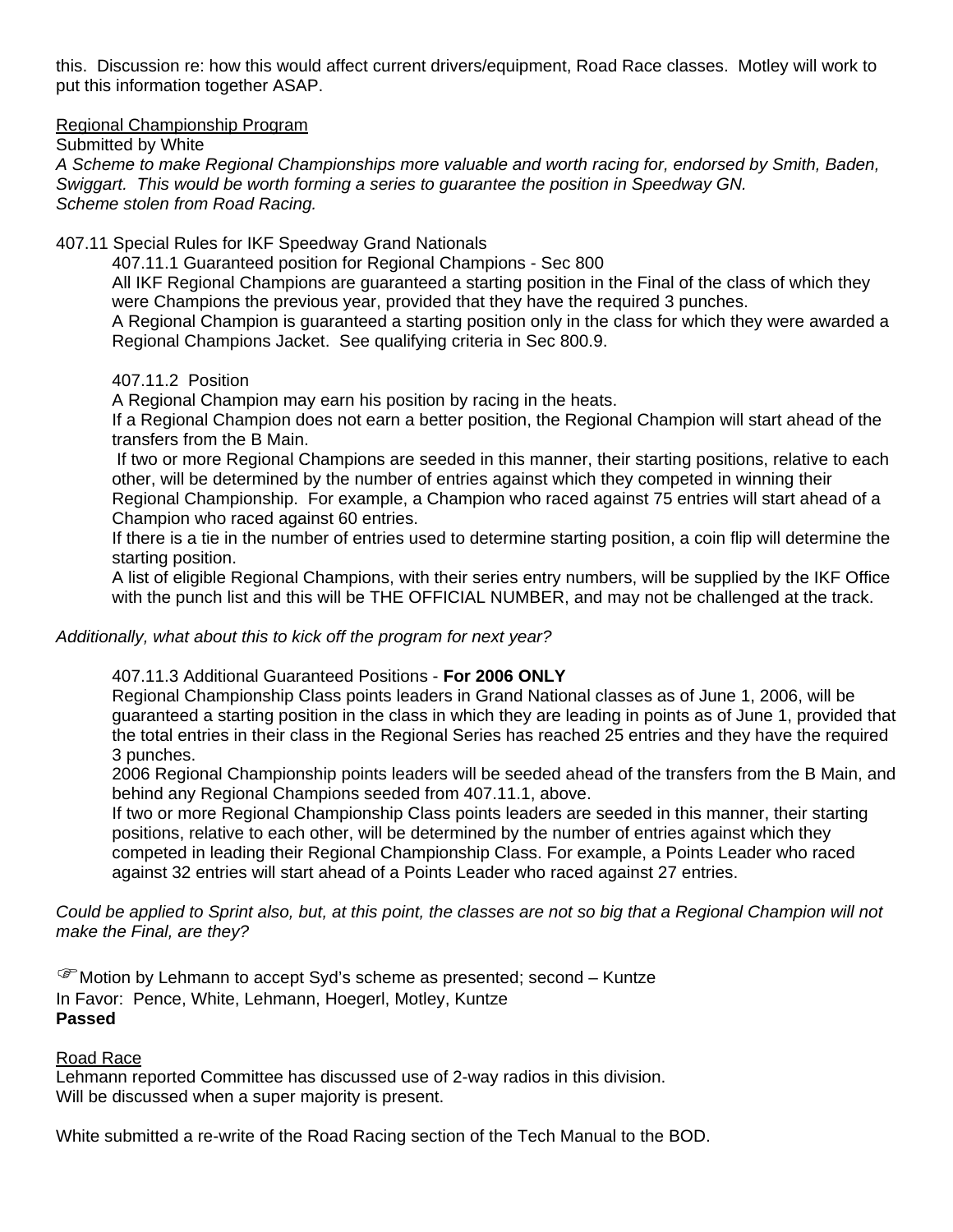this. Discussion re: how this would affect current drivers/equipment, Road Race classes. Motley will work to put this information together ASAP.

<u>Regional Championship Program</u>

Submitted by White

*A Scheme to make Regional Championships more valuable and worth racing for, endorsed by Smith, Baden, Swiggart. This would be worth forming a series to guarantee the position in Speedway GN.*
*Scheme stolen from Road Racing.*

407.11 Special Rules for IKF Speedway Grand Nationals

> 407.11.1 Guaranteed position for Regional Champions - Sec 800
>
> All IKF Regional Champions are guaranteed a starting position in the Final of the class of which they were Champions the previous year, provided that they have the required 3 punches.
>
> A Regional Champion is guaranteed a starting position only in the class for which they were awarded a Regional Champions Jacket. See qualifying criteria in Sec 800.9.
>
> 407.11.2 Position
>
> A Regional Champion may earn his position by racing in the heats.
>
> If a Regional Champion does not earn a better position, the Regional Champion will start ahead of the transfers from the B Main.
>
> If two or more Regional Champions are seeded in this manner, their starting positions, relative to each other, will be determined by the number of entries against which they competed in winning their Regional Championship. For example, a Champion who raced against 75 entries will start ahead of a Champion who raced against 60 entries.
>
> If there is a tie in the number of entries used to determine starting position, a coin flip will determine the starting position.
>
> A list of eligible Regional Champions, with their series entry numbers, will be supplied by the IKF Office with the punch list and this will be THE OFFICIAL NUMBER, and may not be challenged at the track.

*Additionally, what about this to kick off the program for next year?*

> 407.11.3 Additional Guaranteed Positions - **For 2006 ONLY**
>
> Regional Championship Class points leaders in Grand National classes as of June 1, 2006, will be guaranteed a starting position in the class in which they are leading in points as of June 1, provided that the total entries in their class in the Regional Series has reached 25 entries and they have the required 3 punches.
>
> 2006 Regional Championship points leaders will be seeded ahead of the transfers from the B Main, and behind any Regional Champions seeded from 407.11.1, above.
>
> If two or more Regional Championship Class points leaders are seeded in this manner, their starting positions, relative to each other, will be determined by the number of entries against which they competed in leading their Regional Championship Class. For example, a Points Leader who raced against 32 entries will start ahead of a Points Leader who raced against 27 entries.

*Could be applied to Sprint also, but, at this point, the classes are not so big that a Regional Champion will not make the Final, are they?*

☞ Motion by Lehmann to accept Syd's scheme as presented; second – Kuntze
In Favor: Pence, White, Lehmann, Hoegerl, Motley, Kuntze
**Passed**

<u>Road Race</u>

Lehmann reported Committee has discussed use of 2-way radios in this division.
Will be discussed when a super majority is present.

White submitted a re-write of the Road Racing section of the Tech Manual to the BOD.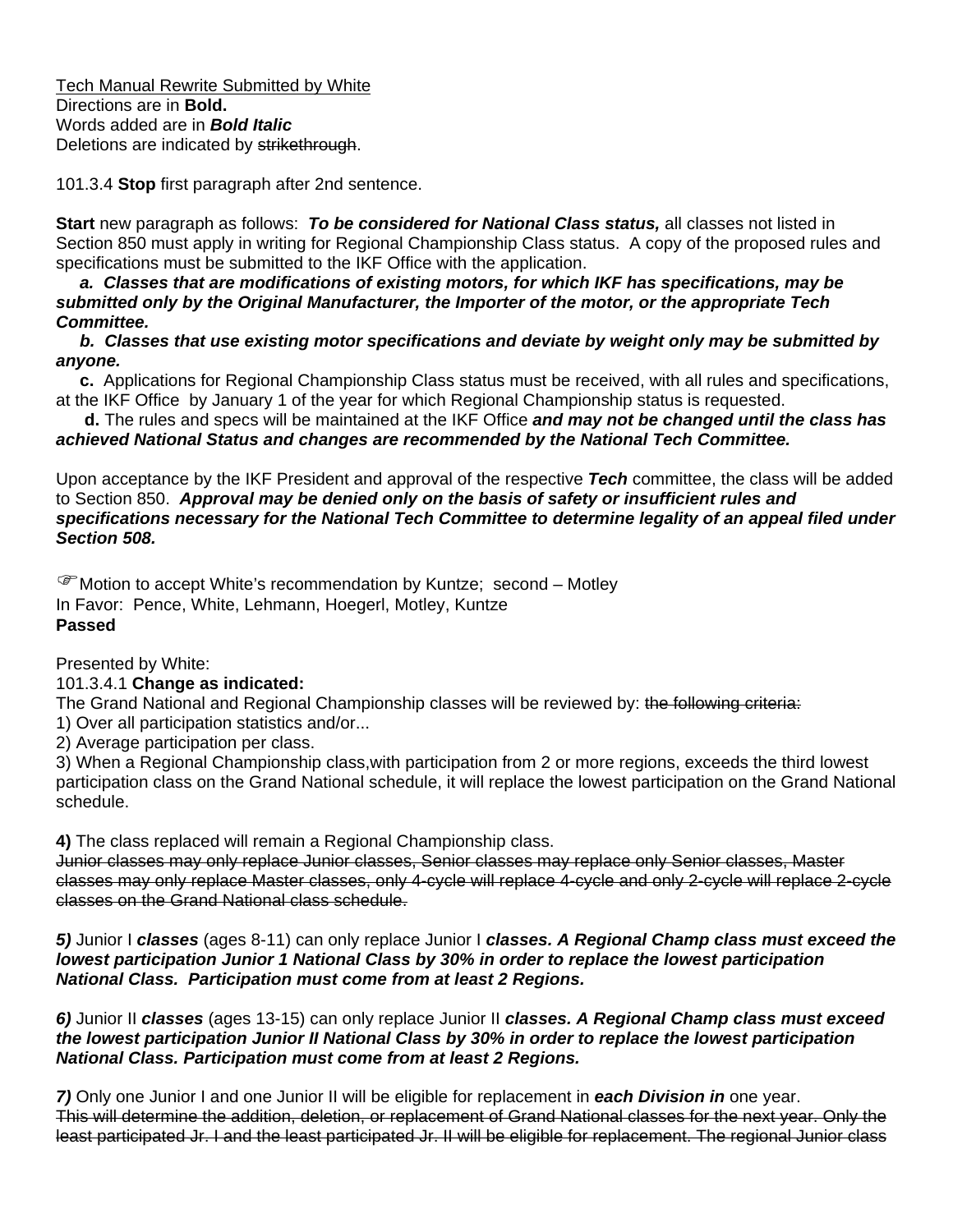Tech Manual Rewrite Submitted by White
Directions are in **Bold.**
Words added are in ***Bold Italic***
Deletions are indicated by ~~strikethrough~~.

101.3.4 **Stop** first paragraph after 2nd sentence.

**Start** new paragraph as follows: ***To be considered for National Class status,*** all classes not listed in Section 850 must apply in writing for Regional Championship Class status. A copy of the proposed rules and specifications must be submitted to the IKF Office with the application.

***a. Classes that are modifications of existing motors, for which IKF has specifications, may be submitted only by the Original Manufacturer, the Importer of the motor, or the appropriate Tech Committee.***

***b. Classes that use existing motor specifications and deviate by weight only may be submitted by anyone.***

**c.** Applications for Regional Championship Class status must be received, with all rules and specifications, at the IKF Office by January 1 of the year for which Regional Championship status is requested.

**d.** The rules and specs will be maintained at the IKF Office ***and may not be changed until the class has achieved National Status and changes are recommended by the National Tech Committee.***

Upon acceptance by the IKF President and approval of the respective ***Tech*** committee, the class will be added to Section 850. ***Approval may be denied only on the basis of safety or insufficient rules and specifications necessary for the National Tech Committee to determine legality of an appeal filed under Section 508.***

☞Motion to accept White's recommendation by Kuntze; second – Motley
In Favor: Pence, White, Lehmann, Hoegerl, Motley, Kuntze
**Passed**

Presented by White:
101.3.4.1 **Change as indicated:**
The Grand National and Regional Championship classes will be reviewed by: ~~the following criteria:~~
1) Over all participation statistics and/or...
2) Average participation per class.
3) When a Regional Championship class,with participation from 2 or more regions, exceeds the third lowest participation class on the Grand National schedule, it will replace the lowest participation on the Grand National schedule.

**4)** The class replaced will remain a Regional Championship class.
~~Junior classes may only replace Junior classes, Senior classes may replace only Senior classes, Master classes may only replace Master classes, only 4-cycle will replace 4-cycle and only 2-cycle will replace 2-cycle classes on the Grand National class schedule.~~

***5)*** Junior I ***classes*** (ages 8-11) can only replace Junior I ***classes. A Regional Champ class must exceed the lowest participation Junior 1 National Class by 30% in order to replace the lowest participation National Class. Participation must come from at least 2 Regions.***

***6)*** Junior II ***classes*** (ages 13-15) can only replace Junior II ***classes. A Regional Champ class must exceed the lowest participation Junior II National Class by 30% in order to replace the lowest participation National Class. Participation must come from at least 2 Regions.***

***7)*** Only one Junior I and one Junior II will be eligible for replacement in ***each Division in*** one year.
~~This will determine the addition, deletion, or replacement of Grand National classes for the next year. Only the least participated Jr. I and the least participated Jr. II will be eligible for replacement. The regional Junior class~~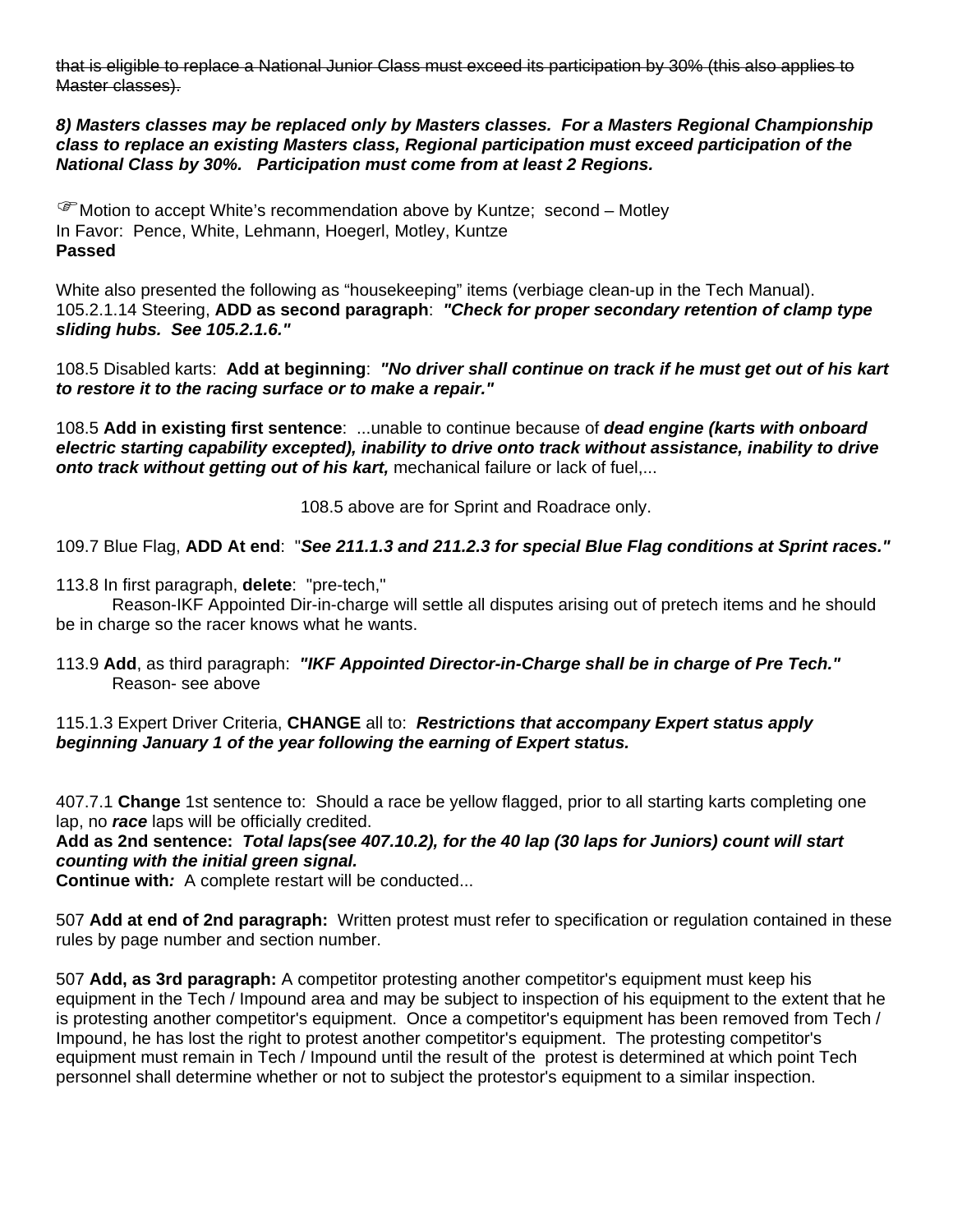~~that is eligible to replace a National Junior Class must exceed its participation by 30% (this also applies to Master classes).~~

***8) Masters classes may be replaced only by Masters classes. For a Masters Regional Championship class to replace an existing Masters class, Regional participation must exceed participation of the National Class by 30%. Participation must come from at least 2 Regions.***

☞ Motion to accept White's recommendation above by Kuntze; second – Motley
In Favor: Pence, White, Lehmann, Hoegerl, Motley, Kuntze
**Passed**

White also presented the following as "housekeeping" items (verbiage clean-up in the Tech Manual).
105.2.1.14 Steering, **ADD as second paragraph**: ***"Check for proper secondary retention of clamp type sliding hubs. See 105.2.1.6."***

108.5 Disabled karts: **Add at beginning**: ***"No driver shall continue on track if he must get out of his kart to restore it to the racing surface or to make a repair."***

108.5 **Add in existing first sentence**: ...unable to continue because of ***dead engine (karts with onboard electric starting capability excepted), inability to drive onto track without assistance, inability to drive onto track without getting out of his kart,*** mechanical failure or lack of fuel,...

108.5 above are for Sprint and Roadrace only.

109.7 Blue Flag, **ADD At end**: "***See 211.1.3 and 211.2.3 for special Blue Flag conditions at Sprint races."***

113.8 In first paragraph, **delete**: "pre-tech,"
Reason-IKF Appointed Dir-in-charge will settle all disputes arising out of pretech items and he should be in charge so the racer knows what he wants.

113.9 **Add**, as third paragraph: ***"IKF Appointed Director-in-Charge shall be in charge of Pre Tech."***
Reason- see above

115.1.3 Expert Driver Criteria, **CHANGE** all to: ***Restrictions that accompany Expert status apply beginning January 1 of the year following the earning of Expert status.***

407.7.1 **Change** 1st sentence to: Should a race be yellow flagged, prior to all starting karts completing one lap, no ***race*** laps will be officially credited.
**Add as 2nd sentence:** ***Total laps(see 407.10.2), for the 40 lap (30 laps for Juniors) count will start counting with the initial green signal.***
**Continue with*:*** A complete restart will be conducted...

507 **Add at end of 2nd paragraph:** Written protest must refer to specification or regulation contained in these rules by page number and section number.

507 **Add, as 3rd paragraph:** A competitor protesting another competitor's equipment must keep his equipment in the Tech / Impound area and may be subject to inspection of his equipment to the extent that he is protesting another competitor's equipment. Once a competitor's equipment has been removed from Tech / Impound, he has lost the right to protest another competitor's equipment. The protesting competitor's equipment must remain in Tech / Impound until the result of the protest is determined at which point Tech personnel shall determine whether or not to subject the protestor's equipment to a similar inspection.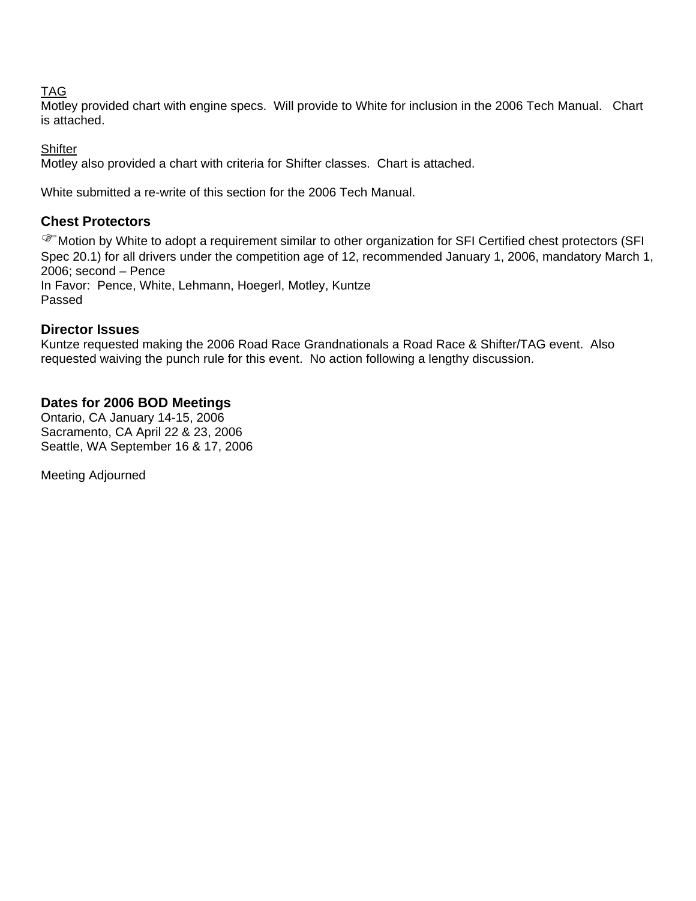TAG

Motley provided chart with engine specs. Will provide to White for inclusion in the 2006 Tech Manual. Chart is attached.

Shifter

Motley also provided a chart with criteria for Shifter classes. Chart is attached.

White submitted a re-write of this section for the 2006 Tech Manual.

### Chest Protectors

☞Motion by White to adopt a requirement similar to other organization for SFI Certified chest protectors (SFI Spec 20.1) for all drivers under the competition age of 12, recommended January 1, 2006, mandatory March 1, 2006; second – Pence
In Favor: Pence, White, Lehmann, Hoegerl, Motley, Kuntze
Passed

### Director Issues

Kuntze requested making the 2006 Road Race Grandnationals a Road Race & Shifter/TAG event. Also requested waiving the punch rule for this event. No action following a lengthy discussion.

### Dates for 2006 BOD Meetings

Ontario, CA January 14-15, 2006
Sacramento, CA April 22 & 23, 2006
Seattle, WA September 16 & 17, 2006

Meeting Adjourned